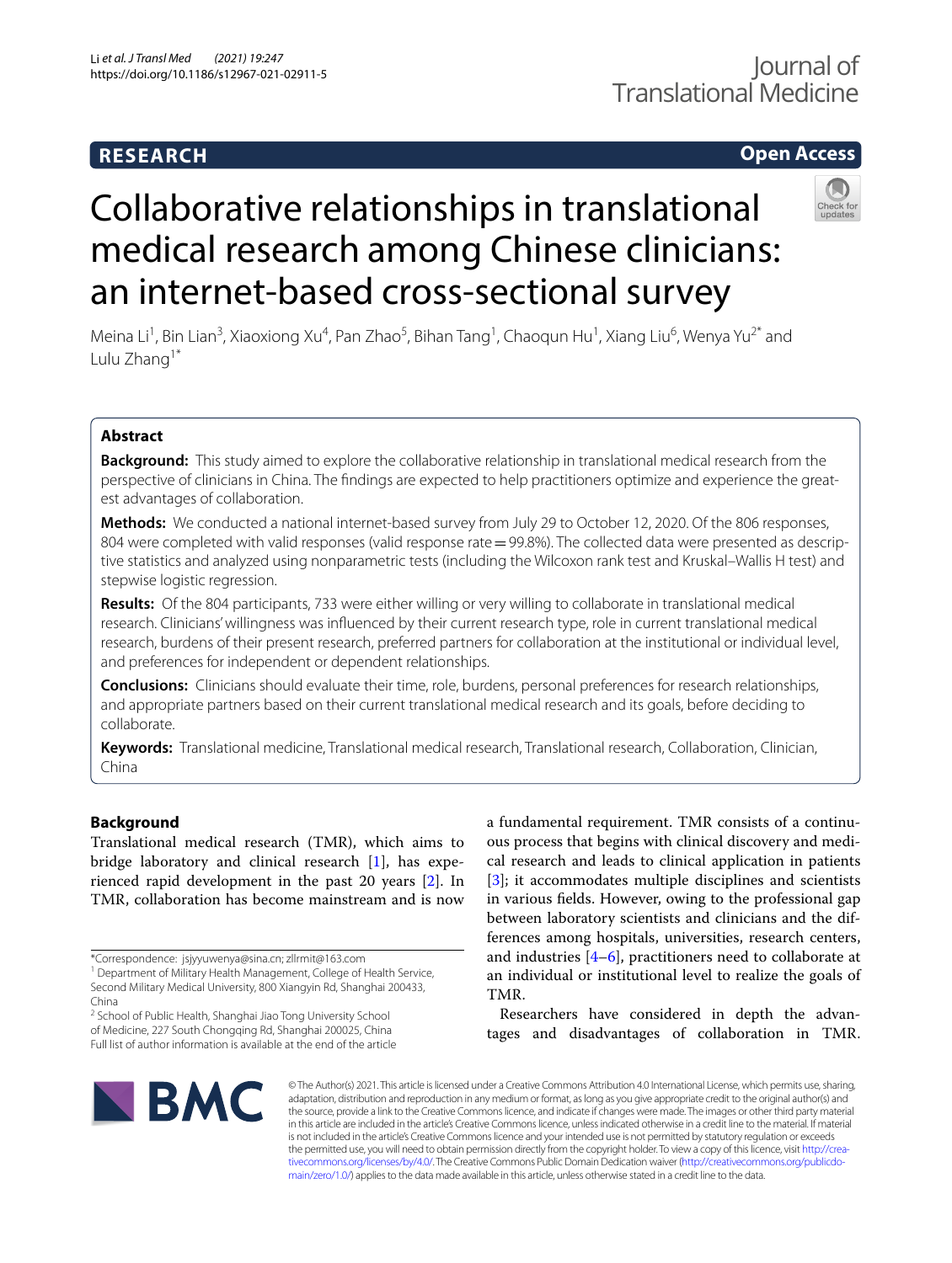RESEARCH

Open Access

# Collaborative relationships in translational medical research among Chinese clinicians: an internet-based cross-sectional survey

Meina Li[1], Bin Lian[3], Xiaoxiong Xu[4], Pan Zhao[5], Bihan Tang[1], Chaoqun Hu[1], Xiang Liu[6], Wenya Yu[2*] and Lulu Zhang[1*]

## Abstract

**Background:** This study aimed to explore the collaborative relationship in translational medical research from the perspective of clinicians in China. The findings are expected to help practitioners optimize and experience the greatest advantages of collaboration.

**Methods:** We conducted a national internet-based survey from July 29 to October 12, 2020. Of the 806 responses, 804 were completed with valid responses (valid response rate = 99.8%). The collected data were presented as descriptive statistics and analyzed using nonparametric tests (including the Wilcoxon rank test and Kruskal–Wallis H test) and stepwise logistic regression.

**Results:** Of the 804 participants, 733 were either willing or very willing to collaborate in translational medical research. Clinicians' willingness was influenced by their current research type, role in current translational medical research, burdens of their present research, preferred partners for collaboration at the institutional or individual level, and preferences for independent or dependent relationships.

**Conclusions:** Clinicians should evaluate their time, role, burdens, personal preferences for research relationships, and appropriate partners based on their current translational medical research and its goals, before deciding to collaborate.

**Keywords:** Translational medicine, Translational medical research, Translational research, Collaboration, Clinician, China

## Background

Translational medical research (TMR), which aims to bridge laboratory and clinical research [1], has experienced rapid development in the past 20 years [2]. In TMR, collaboration has become mainstream and is now a fundamental requirement. TMR consists of a continuous process that begins with clinical discovery and medical research and leads to clinical application in patients [3]; it accommodates multiple disciplines and scientists in various fields. However, owing to the professional gap between laboratory scientists and clinicians and the differences among hospitals, universities, research centers, and industries [4–6], practitioners need to collaborate at an individual or institutional level to realize the goals of TMR.

Researchers have considered in depth the advantages and disadvantages of collaboration in TMR.

*Correspondence: jsjyyuwenya@sina.cn; zllrmit@163.com

[1] Department of Military Health Management, College of Health Service, Second Military Medical University, 800 Xiangyin Rd, Shanghai 200433, China

[2] School of Public Health, Shanghai Jiao Tong University School of Medicine, 227 South Chongqing Rd, Shanghai 200025, China

Full list of author information is available at the end of the article

© The Author(s) 2021. This article is licensed under a Creative Commons Attribution 4.0 International License, which permits use, sharing, adaptation, distribution and reproduction in any medium or format, as long as you give appropriate credit to the original author(s) and the source, provide a link to the Creative Commons licence, and indicate if changes were made. The images or other third party material in this article are included in the article's Creative Commons licence, unless indicated otherwise in a credit line to the material. If material is not included in the article's Creative Commons licence and your intended use is not permitted by statutory regulation or exceeds the permitted use, you will need to obtain permission directly from the copyright holder. To view a copy of this licence, visit http://creativecommons.org/licenses/by/4.0/. The Creative Commons Public Domain Dedication waiver (http://creativecommons.org/publicdomain/zero/1.0/) applies to the data made available in this article, unless otherwise stated in a credit line to the data.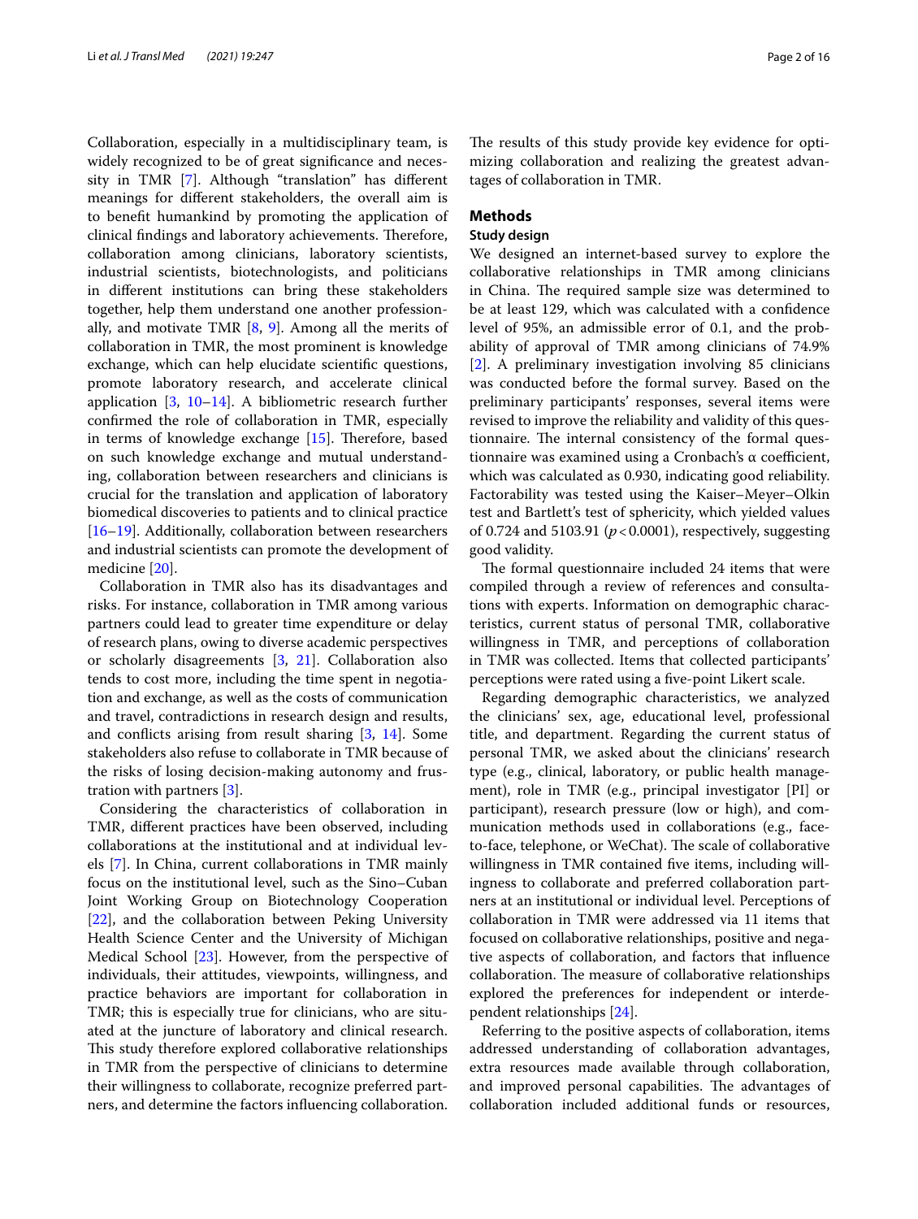Collaboration, especially in a multidisciplinary team, is widely recognized to be of great significance and necessity in TMR [7]. Although "translation" has different meanings for different stakeholders, the overall aim is to benefit humankind by promoting the application of clinical findings and laboratory achievements. Therefore, collaboration among clinicians, laboratory scientists, industrial scientists, biotechnologists, and politicians in different institutions can bring these stakeholders together, help them understand one another professionally, and motivate TMR [8, 9]. Among all the merits of collaboration in TMR, the most prominent is knowledge exchange, which can help elucidate scientific questions, promote laboratory research, and accelerate clinical application [3, 10–14]. A bibliometric research further confirmed the role of collaboration in TMR, especially in terms of knowledge exchange [15]. Therefore, based on such knowledge exchange and mutual understanding, collaboration between researchers and clinicians is crucial for the translation and application of laboratory biomedical discoveries to patients and to clinical practice [16–19]. Additionally, collaboration between researchers and industrial scientists can promote the development of medicine [20].

Collaboration in TMR also has its disadvantages and risks. For instance, collaboration in TMR among various partners could lead to greater time expenditure or delay of research plans, owing to diverse academic perspectives or scholarly disagreements [3, 21]. Collaboration also tends to cost more, including the time spent in negotiation and exchange, as well as the costs of communication and travel, contradictions in research design and results, and conflicts arising from result sharing [3, 14]. Some stakeholders also refuse to collaborate in TMR because of the risks of losing decision-making autonomy and frustration with partners [3].

Considering the characteristics of collaboration in TMR, different practices have been observed, including collaborations at the institutional and at individual levels [7]. In China, current collaborations in TMR mainly focus on the institutional level, such as the Sino–Cuban Joint Working Group on Biotechnology Cooperation [22], and the collaboration between Peking University Health Science Center and the University of Michigan Medical School [23]. However, from the perspective of individuals, their attitudes, viewpoints, willingness, and practice behaviors are important for collaboration in TMR; this is especially true for clinicians, who are situated at the juncture of laboratory and clinical research. This study therefore explored collaborative relationships in TMR from the perspective of clinicians to determine their willingness to collaborate, recognize preferred partners, and determine the factors influencing collaboration. The results of this study provide key evidence for optimizing collaboration and realizing the greatest advantages of collaboration in TMR.

## Methods

### Study design

We designed an internet-based survey to explore the collaborative relationships in TMR among clinicians in China. The required sample size was determined to be at least 129, which was calculated with a confidence level of 95%, an admissible error of 0.1, and the probability of approval of TMR among clinicians of 74.9% [2]. A preliminary investigation involving 85 clinicians was conducted before the formal survey. Based on the preliminary participants' responses, several items were revised to improve the reliability and validity of this questionnaire. The internal consistency of the formal questionnaire was examined using a Cronbach's α coefficient, which was calculated as 0.930, indicating good reliability. Factorability was tested using the Kaiser–Meyer–Olkin test and Bartlett's test of sphericity, which yielded values of 0.724 and 5103.91 ($p < 0.0001$), respectively, suggesting good validity.

The formal questionnaire included 24 items that were compiled through a review of references and consultations with experts. Information on demographic characteristics, current status of personal TMR, collaborative willingness in TMR, and perceptions of collaboration in TMR was collected. Items that collected participants' perceptions were rated using a five-point Likert scale.

Regarding demographic characteristics, we analyzed the clinicians' sex, age, educational level, professional title, and department. Regarding the current status of personal TMR, we asked about the clinicians' research type (e.g., clinical, laboratory, or public health management), role in TMR (e.g., principal investigator [PI] or participant), research pressure (low or high), and communication methods used in collaborations (e.g., face-to-face, telephone, or WeChat). The scale of collaborative willingness in TMR contained five items, including willingness to collaborate and preferred collaboration partners at an institutional or individual level. Perceptions of collaboration in TMR were addressed via 11 items that focused on collaborative relationships, positive and negative aspects of collaboration, and factors that influence collaboration. The measure of collaborative relationships explored the preferences for independent or interdependent relationships [24].

Referring to the positive aspects of collaboration, items addressed understanding of collaboration advantages, extra resources made available through collaboration, and improved personal capabilities. The advantages of collaboration included additional funds or resources,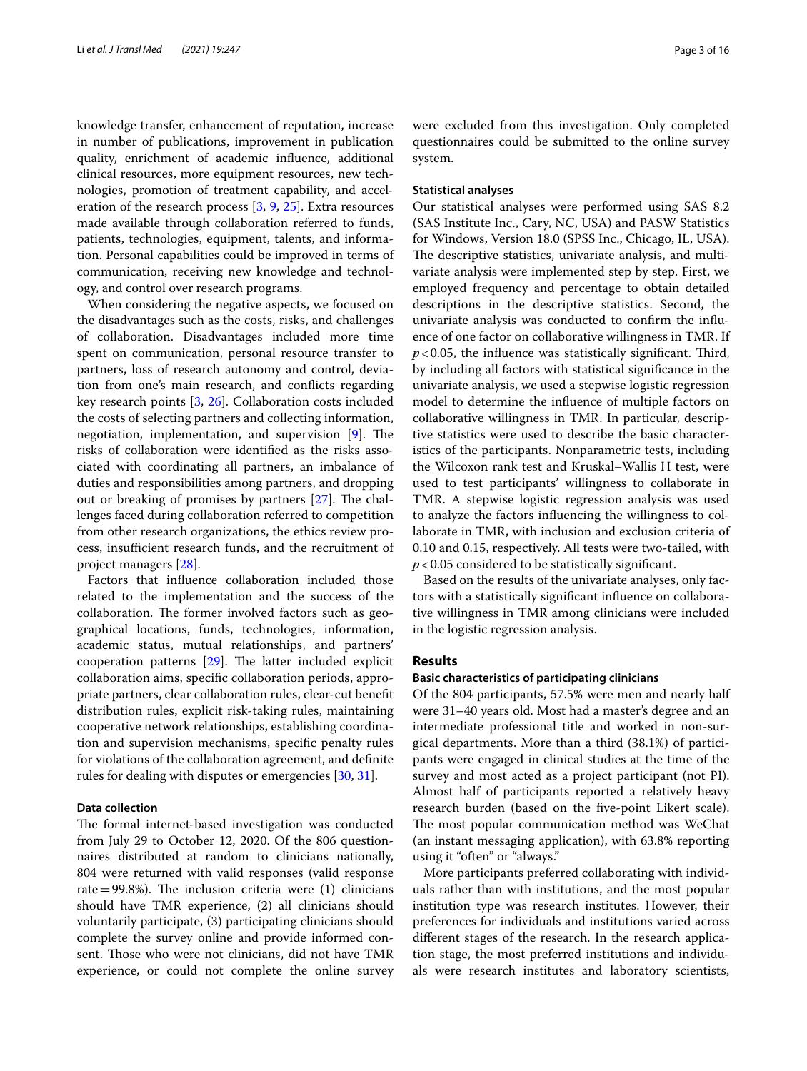knowledge transfer, enhancement of reputation, increase in number of publications, improvement in publication quality, enrichment of academic influence, additional clinical resources, more equipment resources, new technologies, promotion of treatment capability, and acceleration of the research process [3, 9, 25]. Extra resources made available through collaboration referred to funds, patients, technologies, equipment, talents, and information. Personal capabilities could be improved in terms of communication, receiving new knowledge and technology, and control over research programs.

When considering the negative aspects, we focused on the disadvantages such as the costs, risks, and challenges of collaboration. Disadvantages included more time spent on communication, personal resource transfer to partners, loss of research autonomy and control, deviation from one's main research, and conflicts regarding key research points [3, 26]. Collaboration costs included the costs of selecting partners and collecting information, negotiation, implementation, and supervision [9]. The risks of collaboration were identified as the risks associated with coordinating all partners, an imbalance of duties and responsibilities among partners, and dropping out or breaking of promises by partners [27]. The challenges faced during collaboration referred to competition from other research organizations, the ethics review process, insufficient research funds, and the recruitment of project managers [28].

Factors that influence collaboration included those related to the implementation and the success of the collaboration. The former involved factors such as geographical locations, funds, technologies, information, academic status, mutual relationships, and partners' cooperation patterns [29]. The latter included explicit collaboration aims, specific collaboration periods, appropriate partners, clear collaboration rules, clear-cut benefit distribution rules, explicit risk-taking rules, maintaining cooperative network relationships, establishing coordination and supervision mechanisms, specific penalty rules for violations of the collaboration agreement, and definite rules for dealing with disputes or emergencies [30, 31].

### Data collection

The formal internet-based investigation was conducted from July 29 to October 12, 2020. Of the 806 questionnaires distributed at random to clinicians nationally, 804 were returned with valid responses (valid response rate = 99.8%). The inclusion criteria were (1) clinicians should have TMR experience, (2) all clinicians should voluntarily participate, (3) participating clinicians should complete the survey online and provide informed consent. Those who were not clinicians, did not have TMR experience, or could not complete the online survey were excluded from this investigation. Only completed questionnaires could be submitted to the online survey system.

### Statistical analyses

Our statistical analyses were performed using SAS 8.2 (SAS Institute Inc., Cary, NC, USA) and PASW Statistics for Windows, Version 18.0 (SPSS Inc., Chicago, IL, USA). The descriptive statistics, univariate analysis, and multivariate analysis were implemented step by step. First, we employed frequency and percentage to obtain detailed descriptions in the descriptive statistics. Second, the univariate analysis was conducted to confirm the influence of one factor on collaborative willingness in TMR. If $p < 0.05$, the influence was statistically significant. Third, by including all factors with statistical significance in the univariate analysis, we used a stepwise logistic regression model to determine the influence of multiple factors on collaborative willingness in TMR. In particular, descriptive statistics were used to describe the basic characteristics of the participants. Nonparametric tests, including the Wilcoxon rank test and Kruskal–Wallis H test, were used to test participants' willingness to collaborate in TMR. A stepwise logistic regression analysis was used to analyze the factors influencing the willingness to collaborate in TMR, with inclusion and exclusion criteria of 0.10 and 0.15, respectively. All tests were two-tailed, with $p < 0.05$ considered to be statistically significant.

Based on the results of the univariate analyses, only factors with a statistically significant influence on collaborative willingness in TMR among clinicians were included in the logistic regression analysis.

## Results

### Basic characteristics of participating clinicians

Of the 804 participants, 57.5% were men and nearly half were 31–40 years old. Most had a master's degree and an intermediate professional title and worked in non-surgical departments. More than a third (38.1%) of participants were engaged in clinical studies at the time of the survey and most acted as a project participant (not PI). Almost half of participants reported a relatively heavy research burden (based on the five-point Likert scale). The most popular communication method was WeChat (an instant messaging application), with 63.8% reporting using it "often" or "always."

More participants preferred collaborating with individuals rather than with institutions, and the most popular institution type was research institutes. However, their preferences for individuals and institutions varied across different stages of the research. In the research application stage, the most preferred institutions and individuals were research institutes and laboratory scientists,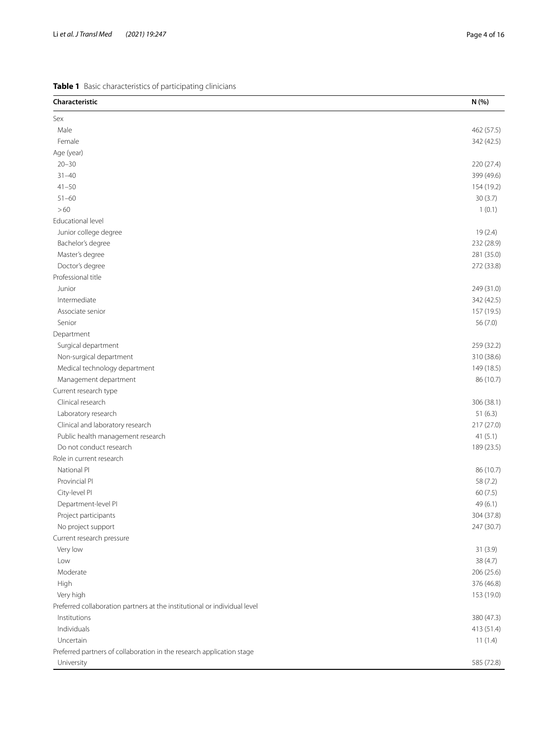**Table 1** Basic characteristics of participating clinicians

| Characteristic | N (%) |
|---|---|
| Sex | |
| Male | 462 (57.5) |
| Female | 342 (42.5) |
| Age (year) | |
| 20–30 | 220 (27.4) |
| 31–40 | 399 (49.6) |
| 41–50 | 154 (19.2) |
| 51–60 | 30 (3.7) |
| > 60 | 1 (0.1) |
| Educational level | |
| Junior college degree | 19 (2.4) |
| Bachelor's degree | 232 (28.9) |
| Master's degree | 281 (35.0) |
| Doctor's degree | 272 (33.8) |
| Professional title | |
| Junior | 249 (31.0) |
| Intermediate | 342 (42.5) |
| Associate senior | 157 (19.5) |
| Senior | 56 (7.0) |
| Department | |
| Surgical department | 259 (32.2) |
| Non-surgical department | 310 (38.6) |
| Medical technology department | 149 (18.5) |
| Management department | 86 (10.7) |
| Current research type | |
| Clinical research | 306 (38.1) |
| Laboratory research | 51 (6.3) |
| Clinical and laboratory research | 217 (27.0) |
| Public health management research | 41 (5.1) |
| Do not conduct research | 189 (23.5) |
| Role in current research | |
| National PI | 86 (10.7) |
| Provincial PI | 58 (7.2) |
| City-level PI | 60 (7.5) |
| Department-level PI | 49 (6.1) |
| Project participants | 304 (37.8) |
| No project support | 247 (30.7) |
| Current research pressure | |
| Very low | 31 (3.9) |
| Low | 38 (4.7) |
| Moderate | 206 (25.6) |
| High | 376 (46.8) |
| Very high | 153 (19.0) |
| Preferred collaboration partners at the institutional or individual level | |
| Institutions | 380 (47.3) |
| Individuals | 413 (51.4) |
| Uncertain | 11 (1.4) |
| Preferred partners of collaboration in the research application stage | |
| University | 585 (72.8) |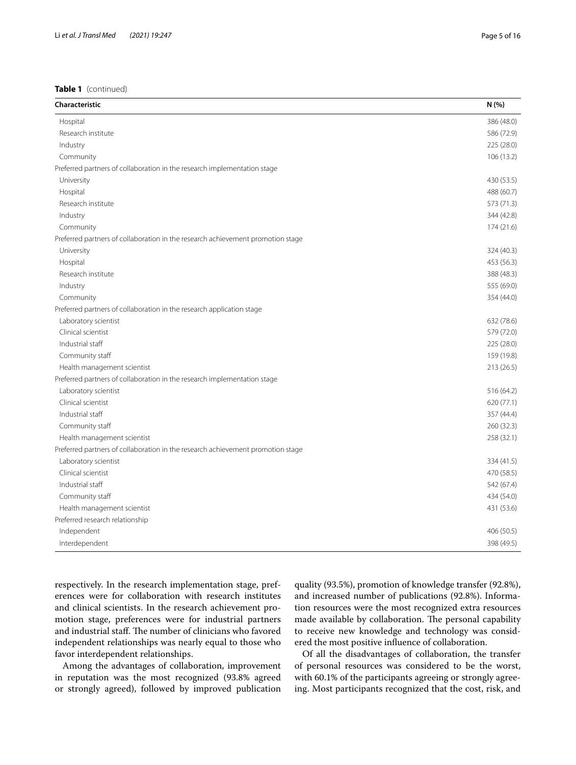**Table 1** (continued)

| Characteristic | N (%) |
|---|---|
| Hospital | 386 (48.0) |
| Research institute | 586 (72.9) |
| Industry | 225 (28.0) |
| Community | 106 (13.2) |
| Preferred partners of collaboration in the research implementation stage | |
| University | 430 (53.5) |
| Hospital | 488 (60.7) |
| Research institute | 573 (71.3) |
| Industry | 344 (42.8) |
| Community | 174 (21.6) |
| Preferred partners of collaboration in the research achievement promotion stage | |
| University | 324 (40.3) |
| Hospital | 453 (56.3) |
| Research institute | 388 (48.3) |
| Industry | 555 (69.0) |
| Community | 354 (44.0) |
| Preferred partners of collaboration in the research application stage | |
| Laboratory scientist | 632 (78.6) |
| Clinical scientist | 579 (72.0) |
| Industrial staff | 225 (28.0) |
| Community staff | 159 (19.8) |
| Health management scientist | 213 (26.5) |
| Preferred partners of collaboration in the research implementation stage | |
| Laboratory scientist | 516 (64.2) |
| Clinical scientist | 620 (77.1) |
| Industrial staff | 357 (44.4) |
| Community staff | 260 (32.3) |
| Health management scientist | 258 (32.1) |
| Preferred partners of collaboration in the research achievement promotion stage | |
| Laboratory scientist | 334 (41.5) |
| Clinical scientist | 470 (58.5) |
| Industrial staff | 542 (67.4) |
| Community staff | 434 (54.0) |
| Health management scientist | 431 (53.6) |
| Preferred research relationship | |
| Independent | 406 (50.5) |
| Interdependent | 398 (49.5) |

respectively. In the research implementation stage, preferences were for collaboration with research institutes and clinical scientists. In the research achievement promotion stage, preferences were for industrial partners and industrial staff. The number of clinicians who favored independent relationships was nearly equal to those who favor interdependent relationships.

Among the advantages of collaboration, improvement in reputation was the most recognized (93.8% agreed or strongly agreed), followed by improved publication quality (93.5%), promotion of knowledge transfer (92.8%), and increased number of publications (92.8%). Information resources were the most recognized extra resources made available by collaboration. The personal capability to receive new knowledge and technology was considered the most positive influence of collaboration.

Of all the disadvantages of collaboration, the transfer of personal resources was considered to be the worst, with 60.1% of the participants agreeing or strongly agreeing. Most participants recognized that the cost, risk, and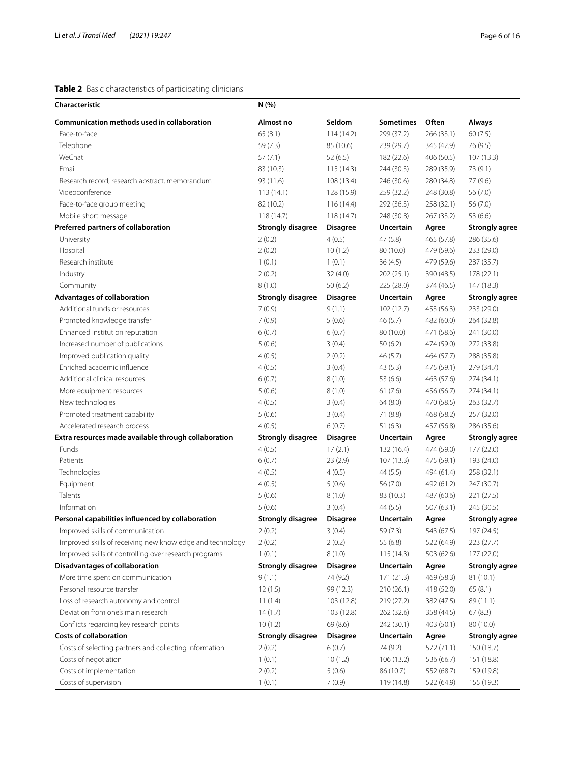**Table 2** Basic characteristics of participating clinicians

| Characteristic | N (%) | | | | |
|---|---|---|---|---|---|
| **Communication methods used in collaboration** | **Almost no** | **Seldom** | **Sometimes** | **Often** | **Always** |
| Face-to-face | 65 (8.1) | 114 (14.2) | 299 (37.2) | 266 (33.1) | 60 (7.5) |
| Telephone | 59 (7.3) | 85 (10.6) | 239 (29.7) | 345 (42.9) | 76 (9.5) |
| WeChat | 57 (7.1) | 52 (6.5) | 182 (22.6) | 406 (50.5) | 107 (13.3) |
| Email | 83 (10.3) | 115 (14.3) | 244 (30.3) | 289 (35.9) | 73 (9.1) |
| Research record, research abstract, memorandum | 93 (11.6) | 108 (13.4) | 246 (30.6) | 280 (34.8) | 77 (9.6) |
| Videoconference | 113 (14.1) | 128 (15.9) | 259 (32.2) | 248 (30.8) | 56 (7.0) |
| Face-to-face group meeting | 82 (10.2) | 116 (14.4) | 292 (36.3) | 258 (32.1) | 56 (7.0) |
| Mobile short message | 118 (14.7) | 118 (14.7) | 248 (30.8) | 267 (33.2) | 53 (6.6) |
| **Preferred partners of collaboration** | **Strongly disagree** | **Disagree** | **Uncertain** | **Agree** | **Strongly agree** |
| University | 2 (0.2) | 4 (0.5) | 47 (5.8) | 465 (57.8) | 286 (35.6) |
| Hospital | 2 (0.2) | 10 (1.2) | 80 (10.0) | 479 (59.6) | 233 (29.0) |
| Research institute | 1 (0.1) | 1 (0.1) | 36 (4.5) | 479 (59.6) | 287 (35.7) |
| Industry | 2 (0.2) | 32 (4.0) | 202 (25.1) | 390 (48.5) | 178 (22.1) |
| Community | 8 (1.0) | 50 (6.2) | 225 (28.0) | 374 (46.5) | 147 (18.3) |
| **Advantages of collaboration** | **Strongly disagree** | **Disagree** | **Uncertain** | **Agree** | **Strongly agree** |
| Additional funds or resources | 7 (0.9) | 9 (1.1) | 102 (12.7) | 453 (56.3) | 233 (29.0) |
| Promoted knowledge transfer | 7 (0.9) | 5 (0.6) | 46 (5.7) | 482 (60.0) | 264 (32.8) |
| Enhanced institution reputation | 6 (0.7) | 6 (0.7) | 80 (10.0) | 471 (58.6) | 241 (30.0) |
| Increased number of publications | 5 (0.6) | 3 (0.4) | 50 (6.2) | 474 (59.0) | 272 (33.8) |
| Improved publication quality | 4 (0.5) | 2 (0.2) | 46 (5.7) | 464 (57.7) | 288 (35.8) |
| Enriched academic influence | 4 (0.5) | 3 (0.4) | 43 (5.3) | 475 (59.1) | 279 (34.7) |
| Additional clinical resources | 6 (0.7) | 8 (1.0) | 53 (6.6) | 463 (57.6) | 274 (34.1) |
| More equipment resources | 5 (0.6) | 8 (1.0) | 61 (7.6) | 456 (56.7) | 274 (34.1) |
| New technologies | 4 (0.5) | 3 (0.4) | 64 (8.0) | 470 (58.5) | 263 (32.7) |
| Promoted treatment capability | 5 (0.6) | 3 (0.4) | 71 (8.8) | 468 (58.2) | 257 (32.0) |
| Accelerated research process | 4 (0.5) | 6 (0.7) | 51 (6.3) | 457 (56.8) | 286 (35.6) |
| **Extra resources made available through collaboration** | **Strongly disagree** | **Disagree** | **Uncertain** | **Agree** | **Strongly agree** |
| Funds | 4 (0.5) | 17 (2.1) | 132 (16.4) | 474 (59.0) | 177 (22.0) |
| Patients | 6 (0.7) | 23 (2.9) | 107 (13.3) | 475 (59.1) | 193 (24.0) |
| Technologies | 4 (0.5) | 4 (0.5) | 44 (5.5) | 494 (61.4) | 258 (32.1) |
| Equipment | 4 (0.5) | 5 (0.6) | 56 (7.0) | 492 (61.2) | 247 (30.7) |
| Talents | 5 (0.6) | 8 (1.0) | 83 (10.3) | 487 (60.6) | 221 (27.5) |
| Information | 5 (0.6) | 3 (0.4) | 44 (5.5) | 507 (63.1) | 245 (30.5) |
| **Personal capabilities influenced by collaboration** | **Strongly disagree** | **Disagree** | **Uncertain** | **Agree** | **Strongly agree** |
| Improved skills of communication | 2 (0.2) | 3 (0.4) | 59 (7.3) | 543 (67.5) | 197 (24.5) |
| Improved skills of receiving new knowledge and technology | 2 (0.2) | 2 (0.2) | 55 (6.8) | 522 (64.9) | 223 (27.7) |
| Improved skills of controlling over research programs | 1 (0.1) | 8 (1.0) | 115 (14.3) | 503 (62.6) | 177 (22.0) |
| **Disadvantages of collaboration** | **Strongly disagree** | **Disagree** | **Uncertain** | **Agree** | **Strongly agree** |
| More time spent on communication | 9 (1.1) | 74 (9.2) | 171 (21.3) | 469 (58.3) | 81 (10.1) |
| Personal resource transfer | 12 (1.5) | 99 (12.3) | 210 (26.1) | 418 (52.0) | 65 (8.1) |
| Loss of research autonomy and control | 11 (1.4) | 103 (12.8) | 219 (27.2) | 382 (47.5) | 89 (11.1) |
| Deviation from one's main research | 14 (1.7) | 103 (12.8) | 262 (32.6) | 358 (44.5) | 67 (8.3) |
| Conflicts regarding key research points | 10 (1.2) | 69 (8.6) | 242 (30.1) | 403 (50.1) | 80 (10.0) |
| **Costs of collaboration** | **Strongly disagree** | **Disagree** | **Uncertain** | **Agree** | **Strongly agree** |
| Costs of selecting partners and collecting information | 2 (0.2) | 6 (0.7) | 74 (9.2) | 572 (71.1) | 150 (18.7) |
| Costs of negotiation | 1 (0.1) | 10 (1.2) | 106 (13.2) | 536 (66.7) | 151 (18.8) |
| Costs of implementation | 2 (0.2) | 5 (0.6) | 86 (10.7) | 552 (68.7) | 159 (19.8) |
| Costs of supervision | 1 (0.1) | 7 (0.9) | 119 (14.8) | 522 (64.9) | 155 (19.3) |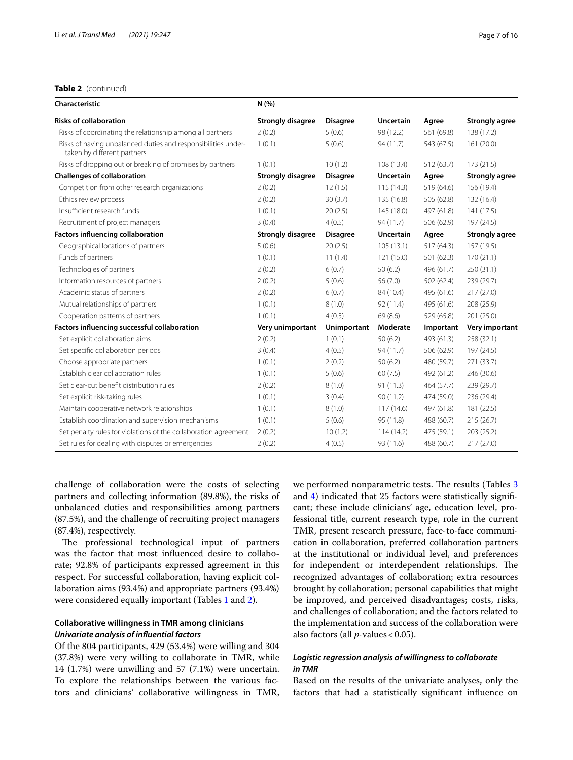**Table 2** (continued)

| Characteristic | N (%) | | | | |
|---|---|---|---|---|---|
| **Risks of collaboration** | **Strongly disagree** | **Disagree** | **Uncertain** | **Agree** | **Strongly agree** |
| Risks of coordinating the relationship among all partners | 2 (0.2) | 5 (0.6) | 98 (12.2) | 561 (69.8) | 138 (17.2) |
| Risks of having unbalanced duties and responsibilities undertaken by different partners | 1 (0.1) | 5 (0.6) | 94 (11.7) | 543 (67.5) | 161 (20.0) |
| Risks of dropping out or breaking of promises by partners | 1 (0.1) | 10 (1.2) | 108 (13.4) | 512 (63.7) | 173 (21.5) |
| **Challenges of collaboration** | **Strongly disagree** | **Disagree** | **Uncertain** | **Agree** | **Strongly agree** |
| Competition from other research organizations | 2 (0.2) | 12 (1.5) | 115 (14.3) | 519 (64.6) | 156 (19.4) |
| Ethics review process | 2 (0.2) | 30 (3.7) | 135 (16.8) | 505 (62.8) | 132 (16.4) |
| Insufficient research funds | 1 (0.1) | 20 (2.5) | 145 (18.0) | 497 (61.8) | 141 (17.5) |
| Recruitment of project managers | 3 (0.4) | 4 (0.5) | 94 (11.7) | 506 (62.9) | 197 (24.5) |
| **Factors influencing collaboration** | **Strongly disagree** | **Disagree** | **Uncertain** | **Agree** | **Strongly agree** |
| Geographical locations of partners | 5 (0.6) | 20 (2.5) | 105 (13.1) | 517 (64.3) | 157 (19.5) |
| Funds of partners | 1 (0.1) | 11 (1.4) | 121 (15.0) | 501 (62.3) | 170 (21.1) |
| Technologies of partners | 2 (0.2) | 6 (0.7) | 50 (6.2) | 496 (61.7) | 250 (31.1) |
| Information resources of partners | 2 (0.2) | 5 (0.6) | 56 (7.0) | 502 (62.4) | 239 (29.7) |
| Academic status of partners | 2 (0.2) | 6 (0.7) | 84 (10.4) | 495 (61.6) | 217 (27.0) |
| Mutual relationships of partners | 1 (0.1) | 8 (1.0) | 92 (11.4) | 495 (61.6) | 208 (25.9) |
| Cooperation patterns of partners | 1 (0.1) | 4 (0.5) | 69 (8.6) | 529 (65.8) | 201 (25.0) |
| **Factors influencing successful collaboration** | **Very unimportant** | **Unimportant** | **Moderate** | **Important** | **Very important** |
| Set explicit collaboration aims | 2 (0.2) | 1 (0.1) | 50 (6.2) | 493 (61.3) | 258 (32.1) |
| Set specific collaboration periods | 3 (0.4) | 4 (0.5) | 94 (11.7) | 506 (62.9) | 197 (24.5) |
| Choose appropriate partners | 1 (0.1) | 2 (0.2) | 50 (6.2) | 480 (59.7) | 271 (33.7) |
| Establish clear collaboration rules | 1 (0.1) | 5 (0.6) | 60 (7.5) | 492 (61.2) | 246 (30.6) |
| Set clear-cut benefit distribution rules | 2 (0.2) | 8 (1.0) | 91 (11.3) | 464 (57.7) | 239 (29.7) |
| Set explicit risk-taking rules | 1 (0.1) | 3 (0.4) | 90 (11.2) | 474 (59.0) | 236 (29.4) |
| Maintain cooperative network relationships | 1 (0.1) | 8 (1.0) | 117 (14.6) | 497 (61.8) | 181 (22.5) |
| Establish coordination and supervision mechanisms | 1 (0.1) | 5 (0.6) | 95 (11.8) | 488 (60.7) | 215 (26.7) |
| Set penalty rules for violations of the collaboration agreement | 2 (0.2) | 10 (1.2) | 114 (14.2) | 475 (59.1) | 203 (25.2) |
| Set rules for dealing with disputes or emergencies | 2 (0.2) | 4 (0.5) | 93 (11.6) | 488 (60.7) | 217 (27.0) |

challenge of collaboration were the costs of selecting partners and collecting information (89.8%), the risks of unbalanced duties and responsibilities among partners (87.5%), and the challenge of recruiting project managers (87.4%), respectively.

The professional technological input of partners was the factor that most influenced desire to collaborate; 92.8% of participants expressed agreement in this respect. For successful collaboration, having explicit collaboration aims (93.4%) and appropriate partners (93.4%) were considered equally important (Tables 1 and 2).

## Collaborative willingness in TMR among clinicians

### *Univariate analysis of influential factors*

Of the 804 participants, 429 (53.4%) were willing and 304 (37.8%) were very willing to collaborate in TMR, while 14 (1.7%) were unwilling and 57 (7.1%) were uncertain. To explore the relationships between the various factors and clinicians' collaborative willingness in TMR, we performed nonparametric tests. The results (Tables 3 and 4) indicated that 25 factors were statistically significant; these include clinicians' age, education level, professional title, current research type, role in the current TMR, present research pressure, face-to-face communication in collaboration, preferred collaboration partners at the institutional or individual level, and preferences for independent or interdependent relationships. The recognized advantages of collaboration; extra resources brought by collaboration; personal capabilities that might be improved, and perceived disadvantages; costs, risks, and challenges of collaboration; and the factors related to the implementation and success of the collaboration were also factors (all $p$-values < 0.05).

### *Logistic regression analysis of willingness to collaborate in TMR*

Based on the results of the univariate analyses, only the factors that had a statistically significant influence on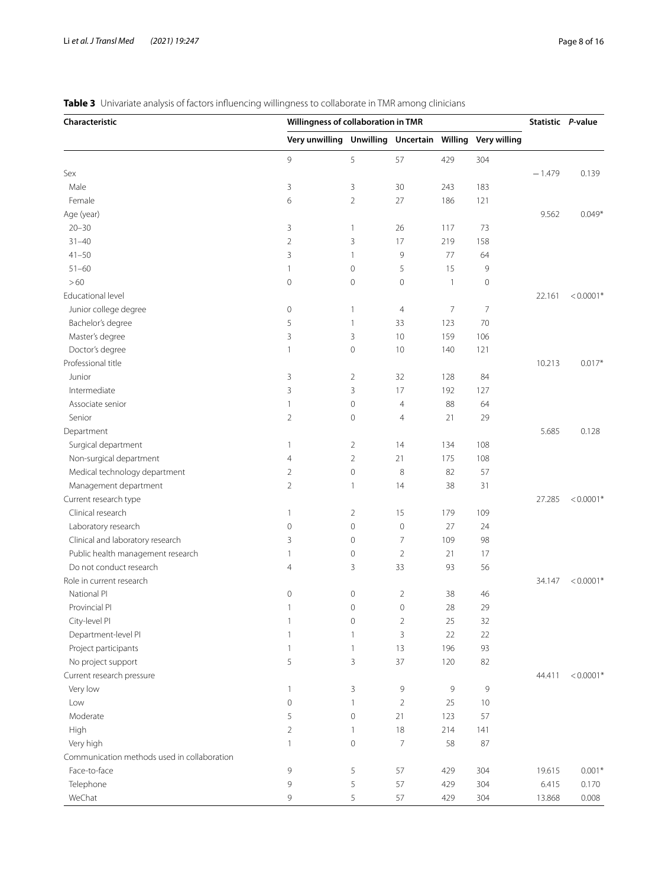**Table 3** Univariate analysis of factors influencing willingness to collaborate in TMR among clinicians

| Characteristic | Willingness of collaboration in TMR | | | | | Statistic | *P*-value |
|---|---|---|---|---|---|---|---|
| | Very unwilling | Unwilling | Uncertain | Willing | Very willing | | |
| | 9 | 5 | 57 | 429 | 304 | | |
| Sex | | | | | | −1.479 | 0.139 |
| Male | 3 | 3 | 30 | 243 | 183 | | |
| Female | 6 | 2 | 27 | 186 | 121 | | |
| Age (year) | | | | | | 9.562 | 0.049* |
| 20–30 | 3 | 1 | 26 | 117 | 73 | | |
| 31–40 | 2 | 3 | 17 | 219 | 158 | | |
| 41–50 | 3 | 1 | 9 | 77 | 64 | | |
| 51–60 | 1 | 0 | 5 | 15 | 9 | | |
| > 60 | 0 | 0 | 0 | 1 | 0 | | |
| Educational level | | | | | | 22.161 | < 0.0001* |
| Junior college degree | 0 | 1 | 4 | 7 | 7 | | |
| Bachelor's degree | 5 | 1 | 33 | 123 | 70 | | |
| Master's degree | 3 | 3 | 10 | 159 | 106 | | |
| Doctor's degree | 1 | 0 | 10 | 140 | 121 | | |
| Professional title | | | | | | 10.213 | 0.017* |
| Junior | 3 | 2 | 32 | 128 | 84 | | |
| Intermediate | 3 | 3 | 17 | 192 | 127 | | |
| Associate senior | 1 | 0 | 4 | 88 | 64 | | |
| Senior | 2 | 0 | 4 | 21 | 29 | | |
| Department | | | | | | 5.685 | 0.128 |
| Surgical department | 1 | 2 | 14 | 134 | 108 | | |
| Non-surgical department | 4 | 2 | 21 | 175 | 108 | | |
| Medical technology department | 2 | 0 | 8 | 82 | 57 | | |
| Management department | 2 | 1 | 14 | 38 | 31 | | |
| Current research type | | | | | | 27.285 | < 0.0001* |
| Clinical research | 1 | 2 | 15 | 179 | 109 | | |
| Laboratory research | 0 | 0 | 0 | 27 | 24 | | |
| Clinical and laboratory research | 3 | 0 | 7 | 109 | 98 | | |
| Public health management research | 1 | 0 | 2 | 21 | 17 | | |
| Do not conduct research | 4 | 3 | 33 | 93 | 56 | | |
| Role in current research | | | | | | 34.147 | < 0.0001* |
| National PI | 0 | 0 | 2 | 38 | 46 | | |
| Provincial PI | 1 | 0 | 0 | 28 | 29 | | |
| City-level PI | 1 | 0 | 2 | 25 | 32 | | |
| Department-level PI | 1 | 1 | 3 | 22 | 22 | | |
| Project participants | 1 | 1 | 13 | 196 | 93 | | |
| No project support | 5 | 3 | 37 | 120 | 82 | | |
| Current research pressure | | | | | | 44.411 | < 0.0001* |
| Very low | 1 | 3 | 9 | 9 | 9 | | |
| Low | 0 | 1 | 2 | 25 | 10 | | |
| Moderate | 5 | 0 | 21 | 123 | 57 | | |
| High | 2 | 1 | 18 | 214 | 141 | | |
| Very high | 1 | 0 | 7 | 58 | 87 | | |
| Communication methods used in collaboration | | | | | | | |
| Face-to-face | 9 | 5 | 57 | 429 | 304 | 19.615 | 0.001* |
| Telephone | 9 | 5 | 57 | 429 | 304 | 6.415 | 0.170 |
| WeChat | 9 | 5 | 57 | 429 | 304 | 13.868 | 0.008 |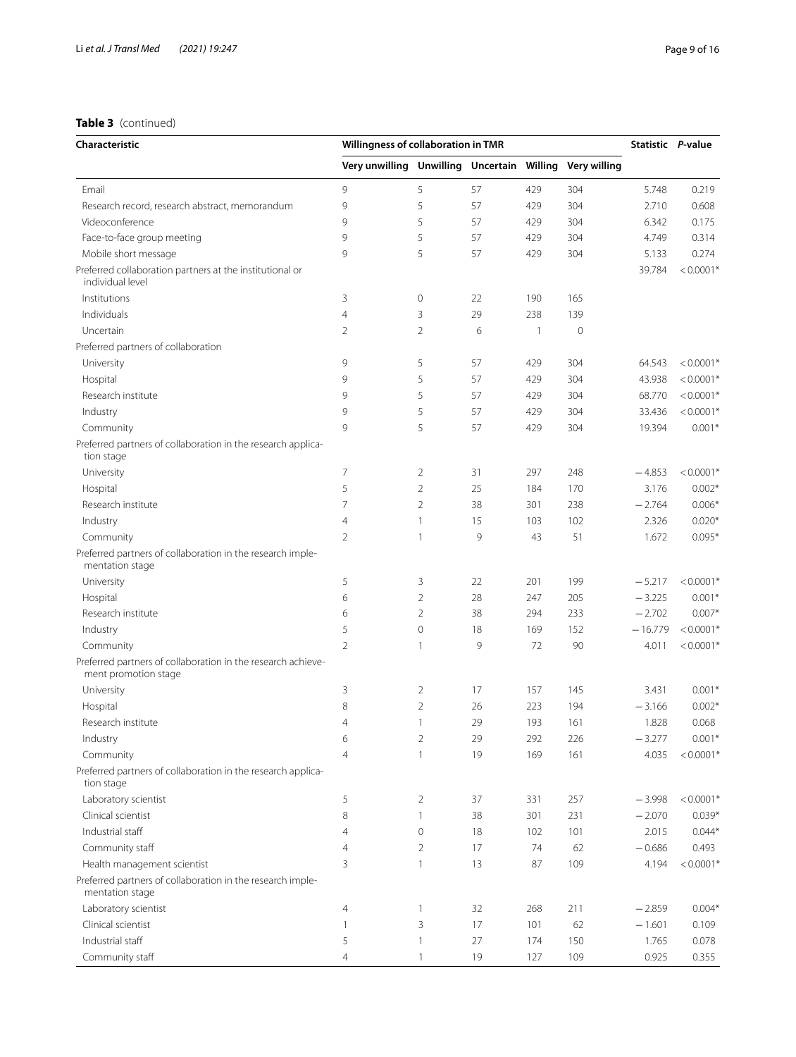**Table 3** (continued)

| Characteristic | Willingness of collaboration in TMR | | | | | Statistic | *P*-value |
|---|---|---|---|---|---|---|---|
| | Very unwilling | Unwilling | Uncertain | Willing | Very willing | | |
| Email | 9 | 5 | 57 | 429 | 304 | 5.748 | 0.219 |
| Research record, research abstract, memorandum | 9 | 5 | 57 | 429 | 304 | 2.710 | 0.608 |
| Videoconference | 9 | 5 | 57 | 429 | 304 | 6.342 | 0.175 |
| Face-to-face group meeting | 9 | 5 | 57 | 429 | 304 | 4.749 | 0.314 |
| Mobile short message | 9 | 5 | 57 | 429 | 304 | 5.133 | 0.274 |
| Preferred collaboration partners at the institutional or individual level | | | | | | 39.784 | < 0.0001* |
| Institutions | 3 | 0 | 22 | 190 | 165 | | |
| Individuals | 4 | 3 | 29 | 238 | 139 | | |
| Uncertain | 2 | 2 | 6 | 1 | 0 | | |
| Preferred partners of collaboration | | | | | | | |
| University | 9 | 5 | 57 | 429 | 304 | 64.543 | < 0.0001* |
| Hospital | 9 | 5 | 57 | 429 | 304 | 43.938 | < 0.0001* |
| Research institute | 9 | 5 | 57 | 429 | 304 | 68.770 | < 0.0001* |
| Industry | 9 | 5 | 57 | 429 | 304 | 33.436 | < 0.0001* |
| Community | 9 | 5 | 57 | 429 | 304 | 19.394 | 0.001* |
| Preferred partners of collaboration in the research application stage | | | | | | | |
| University | 7 | 2 | 31 | 297 | 248 | − 4.853 | < 0.0001* |
| Hospital | 5 | 2 | 25 | 184 | 170 | 3.176 | 0.002* |
| Research institute | 7 | 2 | 38 | 301 | 238 | − 2.764 | 0.006* |
| Industry | 4 | 1 | 15 | 103 | 102 | 2.326 | 0.020* |
| Community | 2 | 1 | 9 | 43 | 51 | 1.672 | 0.095* |
| Preferred partners of collaboration in the research implementation stage | | | | | | | |
| University | 5 | 3 | 22 | 201 | 199 | − 5.217 | < 0.0001* |
| Hospital | 6 | 2 | 28 | 247 | 205 | − 3.225 | 0.001* |
| Research institute | 6 | 2 | 38 | 294 | 233 | − 2.702 | 0.007* |
| Industry | 5 | 0 | 18 | 169 | 152 | − 16.779 | < 0.0001* |
| Community | 2 | 1 | 9 | 72 | 90 | 4.011 | < 0.0001* |
| Preferred partners of collaboration in the research achievement promotion stage | | | | | | | |
| University | 3 | 2 | 17 | 157 | 145 | 3.431 | 0.001* |
| Hospital | 8 | 2 | 26 | 223 | 194 | − 3.166 | 0.002* |
| Research institute | 4 | 1 | 29 | 193 | 161 | 1.828 | 0.068 |
| Industry | 6 | 2 | 29 | 292 | 226 | − 3.277 | 0.001* |
| Community | 4 | 1 | 19 | 169 | 161 | 4.035 | < 0.0001* |
| Preferred partners of collaboration in the research application stage | | | | | | | |
| Laboratory scientist | 5 | 2 | 37 | 331 | 257 | − 3.998 | < 0.0001* |
| Clinical scientist | 8 | 1 | 38 | 301 | 231 | − 2.070 | 0.039* |
| Industrial staff | 4 | 0 | 18 | 102 | 101 | 2.015 | 0.044* |
| Community staff | 4 | 2 | 17 | 74 | 62 | − 0.686 | 0.493 |
| Health management scientist | 3 | 1 | 13 | 87 | 109 | 4.194 | < 0.0001* |
| Preferred partners of collaboration in the research implementation stage | | | | | | | |
| Laboratory scientist | 4 | 1 | 32 | 268 | 211 | − 2.859 | 0.004* |
| Clinical scientist | 1 | 3 | 17 | 101 | 62 | − 1.601 | 0.109 |
| Industrial staff | 5 | 1 | 27 | 174 | 150 | 1.765 | 0.078 |
| Community staff | 4 | 1 | 19 | 127 | 109 | 0.925 | 0.355 |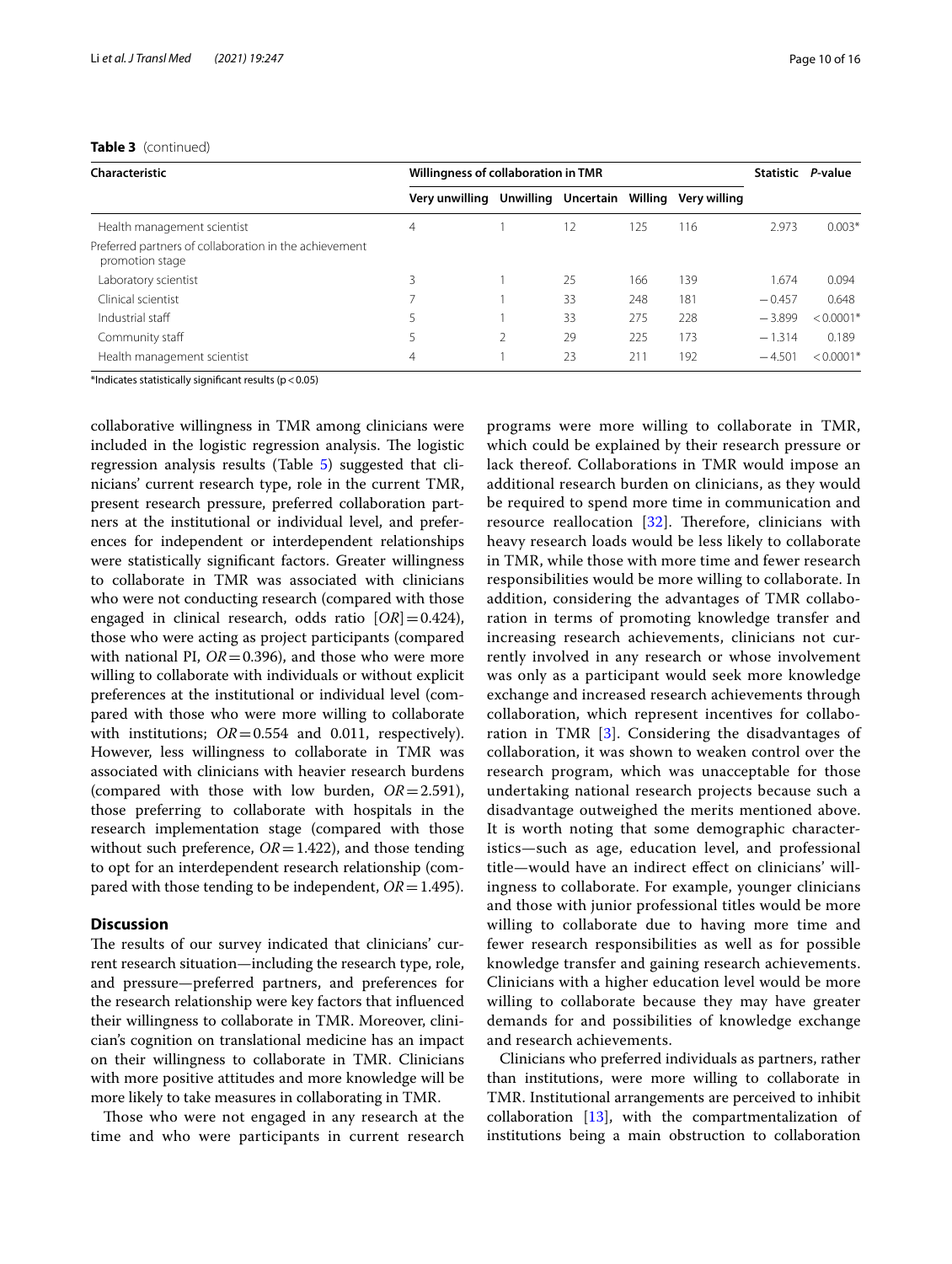**Table 3** (continued)

| Characteristic | Willingness of collaboration in TMR | | | | | Statistic | *P*-value |
|---|---|---|---|---|---|---|---|
| | Very unwilling | Unwilling | Uncertain | Willing | Very willing | | |
| Health management scientist | 4 | 1 | 12 | 125 | 116 | 2.973 | 0.003* |
| Preferred partners of collaboration in the achievement promotion stage | | | | | | | |
| Laboratory scientist | 3 | 1 | 25 | 166 | 139 | 1.674 | 0.094 |
| Clinical scientist | 7 | 1 | 33 | 248 | 181 | −0.457 | 0.648 |
| Industrial staff | 5 | 1 | 33 | 275 | 228 | −3.899 | <0.0001* |
| Community staff | 5 | 2 | 29 | 225 | 173 | −1.314 | 0.189 |
| Health management scientist | 4 | 1 | 23 | 211 | 192 | −4.501 | <0.0001* |

*Indicates statistically significant results ($p < 0.05$)

collaborative willingness in TMR among clinicians were included in the logistic regression analysis. The logistic regression analysis results (Table 5) suggested that clinicians' current research type, role in the current TMR, present research pressure, preferred collaboration partners at the institutional or individual level, and preferences for independent or interdependent relationships were statistically significant factors. Greater willingness to collaborate in TMR was associated with clinicians who were not conducting research (compared with those engaged in clinical research, odds ratio [*OR*] = 0.424), those who were acting as project participants (compared with national PI, *OR* = 0.396), and those who were more willing to collaborate with individuals or without explicit preferences at the institutional or individual level (compared with those who were more willing to collaborate with institutions; *OR* = 0.554 and 0.011, respectively). However, less willingness to collaborate in TMR was associated with clinicians with heavier research burdens (compared with those with low burden, *OR* = 2.591), those preferring to collaborate with hospitals in the research implementation stage (compared with those without such preference, *OR* = 1.422), and those tending to opt for an interdependent research relationship (compared with those tending to be independent, *OR* = 1.495).

## Discussion

The results of our survey indicated that clinicians' current research situation—including the research type, role, and pressure—preferred partners, and preferences for the research relationship were key factors that influenced their willingness to collaborate in TMR. Moreover, clinician's cognition on translational medicine has an impact on their willingness to collaborate in TMR. Clinicians with more positive attitudes and more knowledge will be more likely to take measures in collaborating in TMR.

Those who were not engaged in any research at the time and who were participants in current research programs were more willing to collaborate in TMR, which could be explained by their research pressure or lack thereof. Collaborations in TMR would impose an additional research burden on clinicians, as they would be required to spend more time in communication and resource reallocation [32]. Therefore, clinicians with heavy research loads would be less likely to collaborate in TMR, while those with more time and fewer research responsibilities would be more willing to collaborate. In addition, considering the advantages of TMR collaboration in terms of promoting knowledge transfer and increasing research achievements, clinicians not currently involved in any research or whose involvement was only as a participant would seek more knowledge exchange and increased research achievements through collaboration, which represent incentives for collaboration in TMR [3]. Considering the disadvantages of collaboration, it was shown to weaken control over the research program, which was unacceptable for those undertaking national research projects because such a disadvantage outweighed the merits mentioned above. It is worth noting that some demographic characteristics—such as age, education level, and professional title—would have an indirect effect on clinicians' willingness to collaborate. For example, younger clinicians and those with junior professional titles would be more willing to collaborate due to having more time and fewer research responsibilities as well as for possible knowledge transfer and gaining research achievements. Clinicians with a higher education level would be more willing to collaborate because they may have greater demands for and possibilities of knowledge exchange and research achievements.

Clinicians who preferred individuals as partners, rather than institutions, were more willing to collaborate in TMR. Institutional arrangements are perceived to inhibit collaboration [13], with the compartmentalization of institutions being a main obstruction to collaboration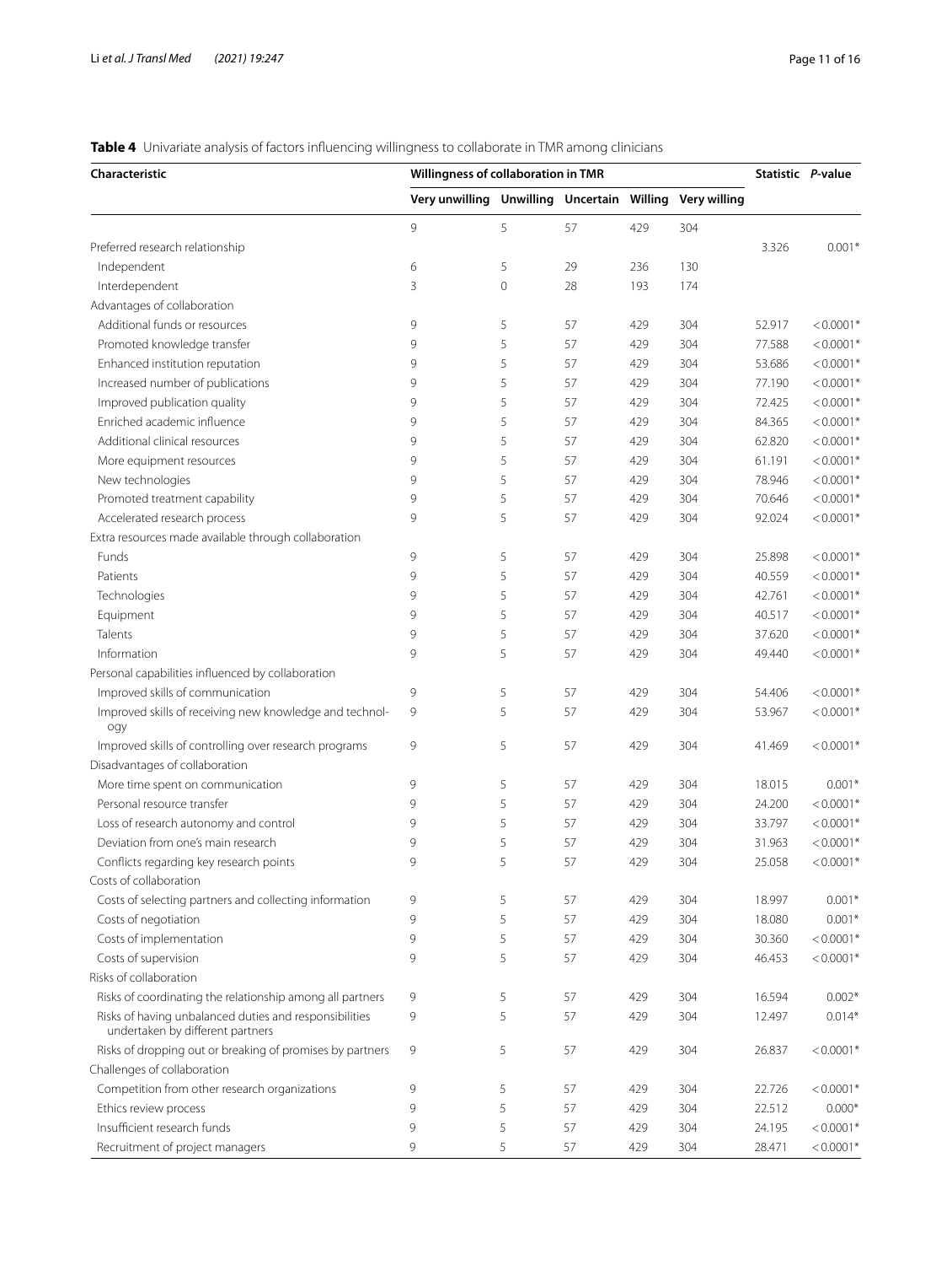**Table 4** Univariate analysis of factors influencing willingness to collaborate in TMR among clinicians

| Characteristic | Willingness of collaboration in TMR | | | | | Statistic | *P*-value |
|---|---|---|---|---|---|---|---|
| | Very unwilling | Unwilling | Uncertain | Willing | Very willing | | |
| | 9 | 5 | 57 | 429 | 304 | | |
| Preferred research relationship | | | | | | 3.326 | 0.001* |
| Independent | 6 | 5 | 29 | 236 | 130 | | |
| Interdependent | 3 | 0 | 28 | 193 | 174 | | |
| Advantages of collaboration | | | | | | | |
| Additional funds or resources | 9 | 5 | 57 | 429 | 304 | 52.917 | < 0.0001* |
| Promoted knowledge transfer | 9 | 5 | 57 | 429 | 304 | 77.588 | < 0.0001* |
| Enhanced institution reputation | 9 | 5 | 57 | 429 | 304 | 53.686 | < 0.0001* |
| Increased number of publications | 9 | 5 | 57 | 429 | 304 | 77.190 | < 0.0001* |
| Improved publication quality | 9 | 5 | 57 | 429 | 304 | 72.425 | < 0.0001* |
| Enriched academic influence | 9 | 5 | 57 | 429 | 304 | 84.365 | < 0.0001* |
| Additional clinical resources | 9 | 5 | 57 | 429 | 304 | 62.820 | < 0.0001* |
| More equipment resources | 9 | 5 | 57 | 429 | 304 | 61.191 | < 0.0001* |
| New technologies | 9 | 5 | 57 | 429 | 304 | 78.946 | < 0.0001* |
| Promoted treatment capability | 9 | 5 | 57 | 429 | 304 | 70.646 | < 0.0001* |
| Accelerated research process | 9 | 5 | 57 | 429 | 304 | 92.024 | < 0.0001* |
| Extra resources made available through collaboration | | | | | | | |
| Funds | 9 | 5 | 57 | 429 | 304 | 25.898 | < 0.0001* |
| Patients | 9 | 5 | 57 | 429 | 304 | 40.559 | < 0.0001* |
| Technologies | 9 | 5 | 57 | 429 | 304 | 42.761 | < 0.0001* |
| Equipment | 9 | 5 | 57 | 429 | 304 | 40.517 | < 0.0001* |
| Talents | 9 | 5 | 57 | 429 | 304 | 37.620 | < 0.0001* |
| Information | 9 | 5 | 57 | 429 | 304 | 49.440 | < 0.0001* |
| Personal capabilities influenced by collaboration | | | | | | | |
| Improved skills of communication | 9 | 5 | 57 | 429 | 304 | 54.406 | < 0.0001* |
| Improved skills of receiving new knowledge and technology | 9 | 5 | 57 | 429 | 304 | 53.967 | < 0.0001* |
| Improved skills of controlling over research programs | 9 | 5 | 57 | 429 | 304 | 41.469 | < 0.0001* |
| Disadvantages of collaboration | | | | | | | |
| More time spent on communication | 9 | 5 | 57 | 429 | 304 | 18.015 | 0.001* |
| Personal resource transfer | 9 | 5 | 57 | 429 | 304 | 24.200 | < 0.0001* |
| Loss of research autonomy and control | 9 | 5 | 57 | 429 | 304 | 33.797 | < 0.0001* |
| Deviation from one's main research | 9 | 5 | 57 | 429 | 304 | 31.963 | < 0.0001* |
| Conflicts regarding key research points | 9 | 5 | 57 | 429 | 304 | 25.058 | < 0.0001* |
| Costs of collaboration | | | | | | | |
| Costs of selecting partners and collecting information | 9 | 5 | 57 | 429 | 304 | 18.997 | 0.001* |
| Costs of negotiation | 9 | 5 | 57 | 429 | 304 | 18.080 | 0.001* |
| Costs of implementation | 9 | 5 | 57 | 429 | 304 | 30.360 | < 0.0001* |
| Costs of supervision | 9 | 5 | 57 | 429 | 304 | 46.453 | < 0.0001* |
| Risks of collaboration | | | | | | | |
| Risks of coordinating the relationship among all partners | 9 | 5 | 57 | 429 | 304 | 16.594 | 0.002* |
| Risks of having unbalanced duties and responsibilities undertaken by different partners | 9 | 5 | 57 | 429 | 304 | 12.497 | 0.014* |
| Risks of dropping out or breaking of promises by partners | 9 | 5 | 57 | 429 | 304 | 26.837 | < 0.0001* |
| Challenges of collaboration | | | | | | | |
| Competition from other research organizations | 9 | 5 | 57 | 429 | 304 | 22.726 | < 0.0001* |
| Ethics review process | 9 | 5 | 57 | 429 | 304 | 22.512 | 0.000* |
| Insufficient research funds | 9 | 5 | 57 | 429 | 304 | 24.195 | < 0.0001* |
| Recruitment of project managers | 9 | 5 | 57 | 429 | 304 | 28.471 | < 0.0001* |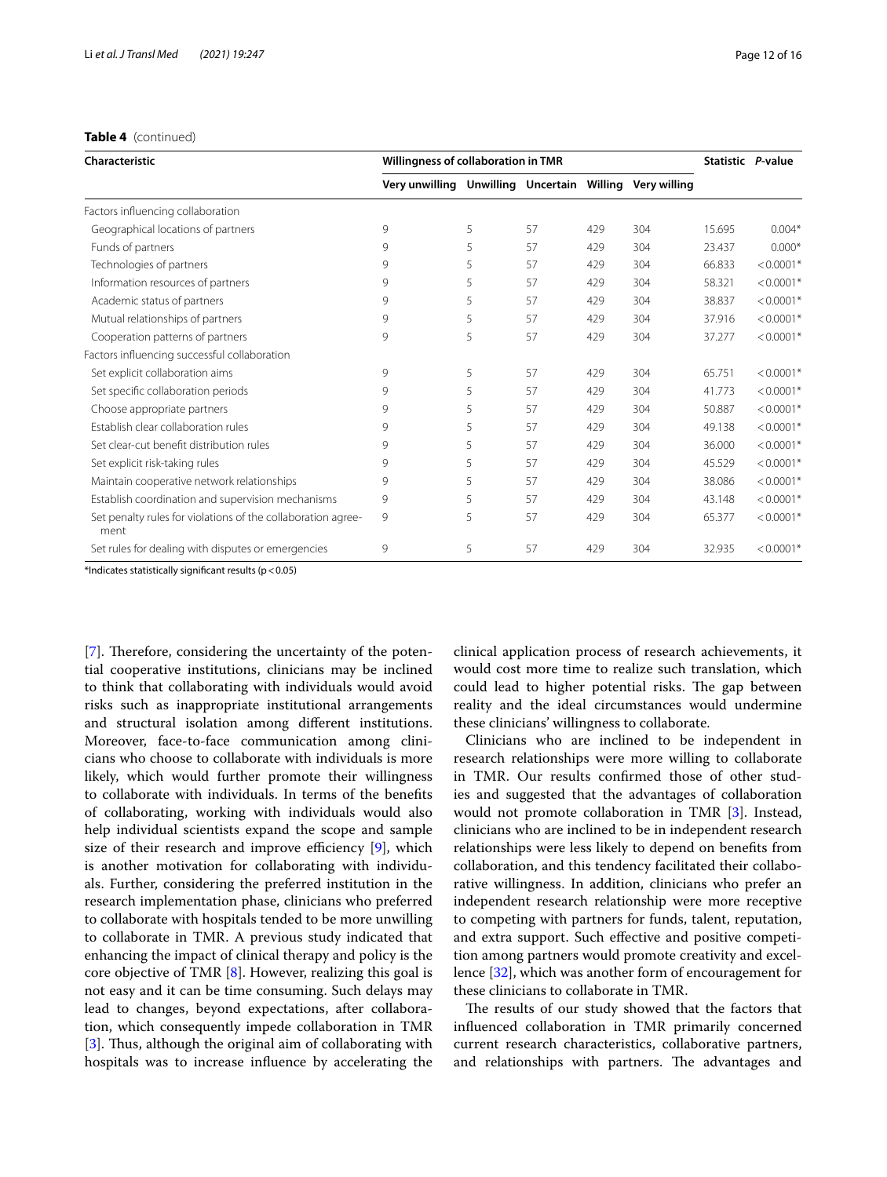**Table 4** (continued)

| Characteristic | Willingness of collaboration in TMR | | | | | Statistic | *P*-value |
|---|---|---|---|---|---|---|---|
| | Very unwilling | Unwilling | Uncertain | Willing | Very willing | | |
| Factors influencing collaboration | | | | | | | |
| Geographical locations of partners | 9 | 5 | 57 | 429 | 304 | 15.695 | 0.004* |
| Funds of partners | 9 | 5 | 57 | 429 | 304 | 23.437 | 0.000* |
| Technologies of partners | 9 | 5 | 57 | 429 | 304 | 66.833 | < 0.0001* |
| Information resources of partners | 9 | 5 | 57 | 429 | 304 | 58.321 | < 0.0001* |
| Academic status of partners | 9 | 5 | 57 | 429 | 304 | 38.837 | < 0.0001* |
| Mutual relationships of partners | 9 | 5 | 57 | 429 | 304 | 37.916 | < 0.0001* |
| Cooperation patterns of partners | 9 | 5 | 57 | 429 | 304 | 37.277 | < 0.0001* |
| Factors influencing successful collaboration | | | | | | | |
| Set explicit collaboration aims | 9 | 5 | 57 | 429 | 304 | 65.751 | < 0.0001* |
| Set specific collaboration periods | 9 | 5 | 57 | 429 | 304 | 41.773 | < 0.0001* |
| Choose appropriate partners | 9 | 5 | 57 | 429 | 304 | 50.887 | < 0.0001* |
| Establish clear collaboration rules | 9 | 5 | 57 | 429 | 304 | 49.138 | < 0.0001* |
| Set clear-cut benefit distribution rules | 9 | 5 | 57 | 429 | 304 | 36.000 | < 0.0001* |
| Set explicit risk-taking rules | 9 | 5 | 57 | 429 | 304 | 45.529 | < 0.0001* |
| Maintain cooperative network relationships | 9 | 5 | 57 | 429 | 304 | 38.086 | < 0.0001* |
| Establish coordination and supervision mechanisms | 9 | 5 | 57 | 429 | 304 | 43.148 | < 0.0001* |
| Set penalty rules for violations of the collaboration agreement | 9 | 5 | 57 | 429 | 304 | 65.377 | < 0.0001* |
| Set rules for dealing with disputes or emergencies | 9 | 5 | 57 | 429 | 304 | 32.935 | < 0.0001* |

*Indicates statistically significant results ($p < 0.05$)

[7]. Therefore, considering the uncertainty of the potential cooperative institutions, clinicians may be inclined to think that collaborating with individuals would avoid risks such as inappropriate institutional arrangements and structural isolation among different institutions. Moreover, face-to-face communication among clinicians who choose to collaborate with individuals is more likely, which would further promote their willingness to collaborate with individuals. In terms of the benefits of collaborating, working with individuals would also help individual scientists expand the scope and sample size of their research and improve efficiency [9], which is another motivation for collaborating with individuals. Further, considering the preferred institution in the research implementation phase, clinicians who preferred to collaborate with hospitals tended to be more unwilling to collaborate in TMR. A previous study indicated that enhancing the impact of clinical therapy and policy is the core objective of TMR [8]. However, realizing this goal is not easy and it can be time consuming. Such delays may lead to changes, beyond expectations, after collaboration, which consequently impede collaboration in TMR [3]. Thus, although the original aim of collaborating with hospitals was to increase influence by accelerating the clinical application process of research achievements, it would cost more time to realize such translation, which could lead to higher potential risks. The gap between reality and the ideal circumstances would undermine these clinicians' willingness to collaborate.

Clinicians who are inclined to be independent in research relationships were more willing to collaborate in TMR. Our results confirmed those of other studies and suggested that the advantages of collaboration would not promote collaboration in TMR [3]. Instead, clinicians who are inclined to be in independent research relationships were less likely to depend on benefits from collaboration, and this tendency facilitated their collaborative willingness. In addition, clinicians who prefer an independent research relationship were more receptive to competing with partners for funds, talent, reputation, and extra support. Such effective and positive competition among partners would promote creativity and excellence [32], which was another form of encouragement for these clinicians to collaborate in TMR.

The results of our study showed that the factors that influenced collaboration in TMR primarily concerned current research characteristics, collaborative partners, and relationships with partners. The advantages and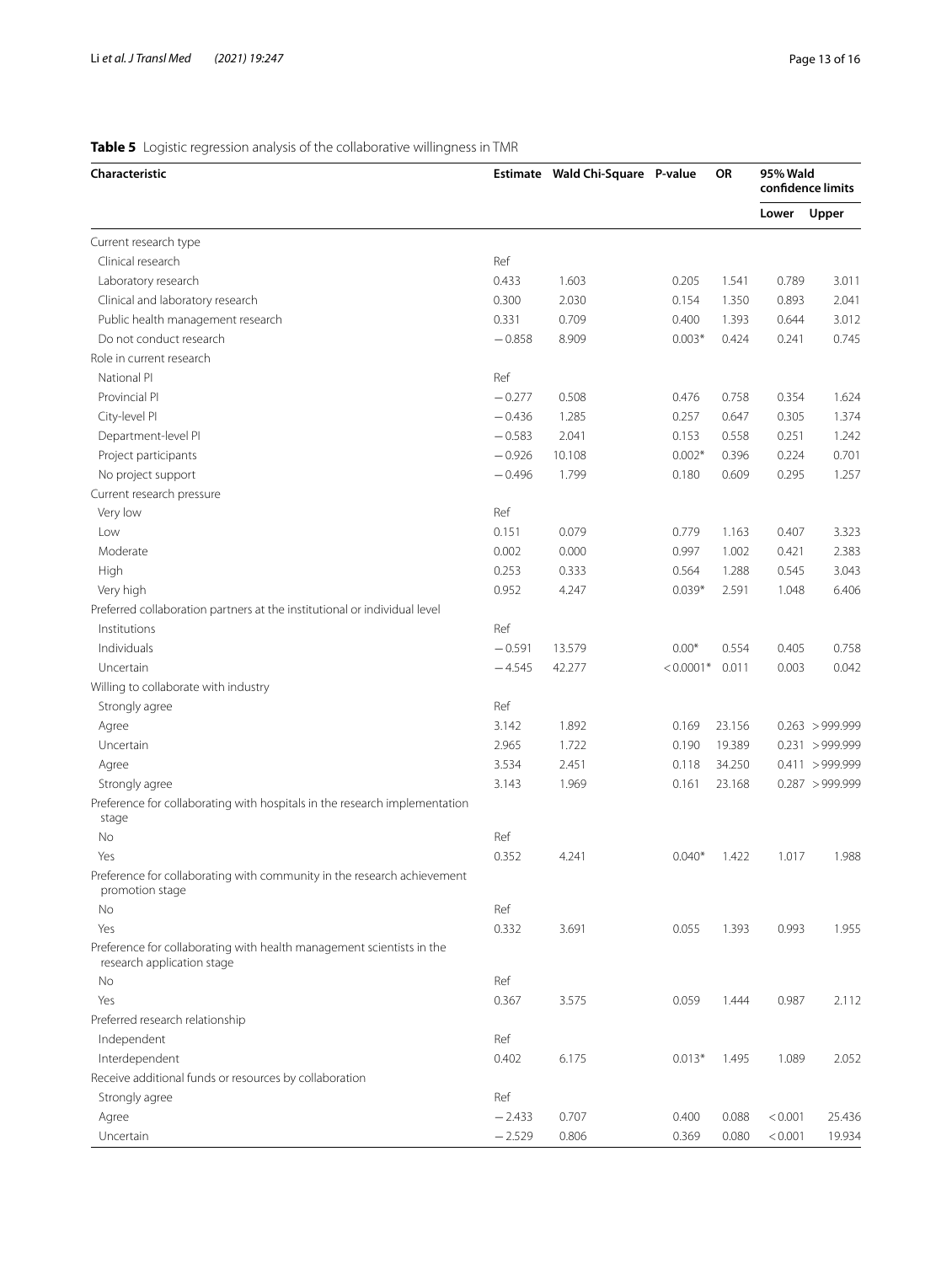**Table 5** Logistic regression analysis of the collaborative willingness in TMR

| Characteristic | Estimate | Wald Chi-Square | P-value | OR | 95% Wald confidence limits | |
|---|---|---|---|---|---|---|
| | | | | | Lower | Upper |
| Current research type | | | | | | |
| Clinical research | Ref | | | | | |
| Laboratory research | 0.433 | 1.603 | 0.205 | 1.541 | 0.789 | 3.011 |
| Clinical and laboratory research | 0.300 | 2.030 | 0.154 | 1.350 | 0.893 | 2.041 |
| Public health management research | 0.331 | 0.709 | 0.400 | 1.393 | 0.644 | 3.012 |
| Do not conduct research | −0.858 | 8.909 | 0.003* | 0.424 | 0.241 | 0.745 |
| Role in current research | | | | | | |
| National PI | Ref | | | | | |
| Provincial PI | −0.277 | 0.508 | 0.476 | 0.758 | 0.354 | 1.624 |
| City-level PI | −0.436 | 1.285 | 0.257 | 0.647 | 0.305 | 1.374 |
| Department-level PI | −0.583 | 2.041 | 0.153 | 0.558 | 0.251 | 1.242 |
| Project participants | −0.926 | 10.108 | 0.002* | 0.396 | 0.224 | 0.701 |
| No project support | −0.496 | 1.799 | 0.180 | 0.609 | 0.295 | 1.257 |
| Current research pressure | | | | | | |
| Very low | Ref | | | | | |
| Low | 0.151 | 0.079 | 0.779 | 1.163 | 0.407 | 3.323 |
| Moderate | 0.002 | 0.000 | 0.997 | 1.002 | 0.421 | 2.383 |
| High | 0.253 | 0.333 | 0.564 | 1.288 | 0.545 | 3.043 |
| Very high | 0.952 | 4.247 | 0.039* | 2.591 | 1.048 | 6.406 |
| Preferred collaboration partners at the institutional or individual level | | | | | | |
| Institutions | Ref | | | | | |
| Individuals | −0.591 | 13.579 | 0.00* | 0.554 | 0.405 | 0.758 |
| Uncertain | −4.545 | 42.277 | <0.0001* | 0.011 | 0.003 | 0.042 |
| Willing to collaborate with industry | | | | | | |
| Strongly agree | Ref | | | | | |
| Agree | 3.142 | 1.892 | 0.169 | 23.156 | 0.263 | >999.999 |
| Uncertain | 2.965 | 1.722 | 0.190 | 19.389 | 0.231 | >999.999 |
| Agree | 3.534 | 2.451 | 0.118 | 34.250 | 0.411 | >999.999 |
| Strongly agree | 3.143 | 1.969 | 0.161 | 23.168 | 0.287 | >999.999 |
| Preference for collaborating with hospitals in the research implementation stage | | | | | | |
| No | Ref | | | | | |
| Yes | 0.352 | 4.241 | 0.040* | 1.422 | 1.017 | 1.988 |
| Preference for collaborating with community in the research achievement promotion stage | | | | | | |
| No | Ref | | | | | |
| Yes | 0.332 | 3.691 | 0.055 | 1.393 | 0.993 | 1.955 |
| Preference for collaborating with health management scientists in the research application stage | | | | | | |
| No | Ref | | | | | |
| Yes | 0.367 | 3.575 | 0.059 | 1.444 | 0.987 | 2.112 |
| Preferred research relationship | | | | | | |
| Independent | Ref | | | | | |
| Interdependent | 0.402 | 6.175 | 0.013* | 1.495 | 1.089 | 2.052 |
| Receive additional funds or resources by collaboration | | | | | | |
| Strongly agree | Ref | | | | | |
| Agree | −2.433 | 0.707 | 0.400 | 0.088 | <0.001 | 25.436 |
| Uncertain | −2.529 | 0.806 | 0.369 | 0.080 | <0.001 | 19.934 |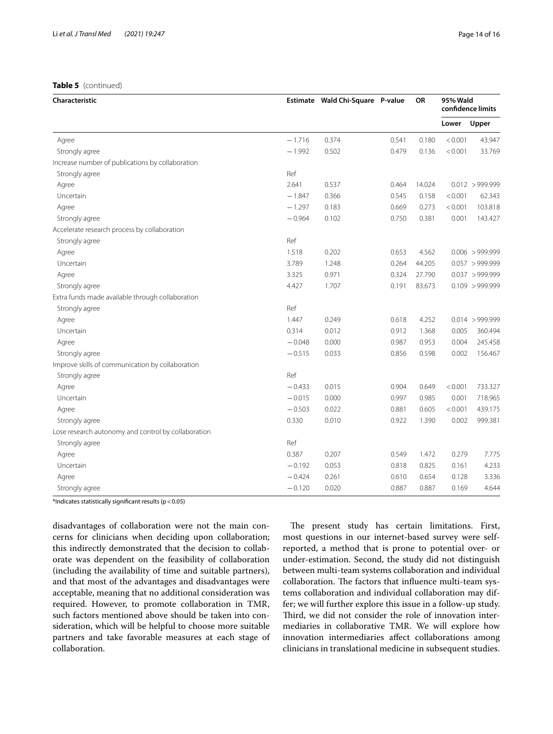**Table 5** (continued)

| Characteristic | Estimate | Wald Chi-Square | P-value | OR | 95% Wald confidence limits | |
|---|---|---|---|---|---|---|
| | | | | | Lower | Upper |
| Agree | −1.716 | 0.374 | 0.541 | 0.180 | <0.001 | 43.947 |
| Strongly agree | −1.992 | 0.502 | 0.479 | 0.136 | <0.001 | 33.769 |
| Increase number of publications by collaboration | | | | | | |
| Strongly agree | Ref | | | | | |
| Agree | 2.641 | 0.537 | 0.464 | 14.024 | 0.012 | >999.999 |
| Uncertain | −1.847 | 0.366 | 0.545 | 0.158 | <0.001 | 62.343 |
| Agree | −1.297 | 0.183 | 0.669 | 0.273 | <0.001 | 103.818 |
| Strongly agree | −0.964 | 0.102 | 0.750 | 0.381 | 0.001 | 143.427 |
| Accelerate research process by collaboration | | | | | | |
| Strongly agree | Ref | | | | | |
| Agree | 1.518 | 0.202 | 0.653 | 4.562 | 0.006 | >999.999 |
| Uncertain | 3.789 | 1.248 | 0.264 | 44.205 | 0.057 | >999.999 |
| Agree | 3.325 | 0.971 | 0.324 | 27.790 | 0.037 | >999.999 |
| Strongly agree | 4.427 | 1.707 | 0.191 | 83.673 | 0.109 | >999.999 |
| Extra funds made available through collaboration | | | | | | |
| Strongly agree | Ref | | | | | |
| Agree | 1.447 | 0.249 | 0.618 | 4.252 | 0.014 | >999.999 |
| Uncertain | 0.314 | 0.012 | 0.912 | 1.368 | 0.005 | 360.494 |
| Agree | −0.048 | 0.000 | 0.987 | 0.953 | 0.004 | 245.458 |
| Strongly agree | −0.515 | 0.033 | 0.856 | 0.598 | 0.002 | 156.467 |
| Improve skills of communication by collaboration | | | | | | |
| Strongly agree | Ref | | | | | |
| Agree | −0.433 | 0.015 | 0.904 | 0.649 | <0.001 | 733.327 |
| Uncertain | −0.015 | 0.000 | 0.997 | 0.985 | 0.001 | 718.965 |
| Agree | −0.503 | 0.022 | 0.881 | 0.605 | <0.001 | 439.175 |
| Strongly agree | 0.330 | 0.010 | 0.922 | 1.390 | 0.002 | 999.381 |
| Lose research autonomy and control by collaboration | | | | | | |
| Strongly agree | Ref | | | | | |
| Agree | 0.387 | 0.207 | 0.549 | 1.472 | 0.279 | 7.775 |
| Uncertain | −0.192 | 0.053 | 0.818 | 0.825 | 0.161 | 4.233 |
| Agree | −0.424 | 0.261 | 0.610 | 0.654 | 0.128 | 3.336 |
| Strongly agree | −0.120 | 0.020 | 0.887 | 0.887 | 0.169 | 4.644 |

*Indicates statistically significant results ($p < 0.05$)

disadvantages of collaboration were not the main concerns for clinicians when deciding upon collaboration; this indirectly demonstrated that the decision to collaborate was dependent on the feasibility of collaboration (including the availability of time and suitable partners), and that most of the advantages and disadvantages were acceptable, meaning that no additional consideration was required. However, to promote collaboration in TMR, such factors mentioned above should be taken into consideration, which will be helpful to choose more suitable partners and take favorable measures at each stage of collaboration.

The present study has certain limitations. First, most questions in our internet-based survey were self-reported, a method that is prone to potential over- or under-estimation. Second, the study did not distinguish between multi-team systems collaboration and individual collaboration. The factors that influence multi-team systems collaboration and individual collaboration may differ; we will further explore this issue in a follow-up study. Third, we did not consider the role of innovation intermediaries in collaborative TMR. We will explore how innovation intermediaries affect collaborations among clinicians in translational medicine in subsequent studies.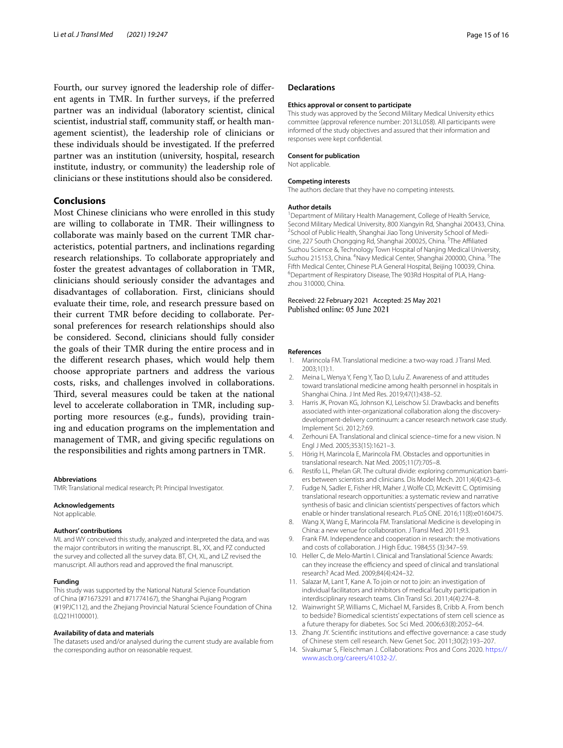Fourth, our survey ignored the leadership role of different agents in TMR. In further surveys, if the preferred partner was an individual (laboratory scientist, clinical scientist, industrial staff, community staff, or health management scientist), the leadership role of clinicians or these individuals should be investigated. If the preferred partner was an institution (university, hospital, research institute, industry, or community) the leadership role of clinicians or these institutions should also be considered.

## Conclusions

Most Chinese clinicians who were enrolled in this study are willing to collaborate in TMR. Their willingness to collaborate was mainly based on the current TMR characteristics, potential partners, and inclinations regarding research relationships. To collaborate appropriately and foster the greatest advantages of collaboration in TMR, clinicians should seriously consider the advantages and disadvantages of collaboration. First, clinicians should evaluate their time, role, and research pressure based on their current TMR before deciding to collaborate. Personal preferences for research relationships should also be considered. Second, clinicians should fully consider the goals of their TMR during the entire process and in the different research phases, which would help them choose appropriate partners and address the various costs, risks, and challenges involved in collaborations. Third, several measures could be taken at the national level to accelerate collaboration in TMR, including supporting more resources (e.g., funds), providing training and education programs on the implementation and management of TMR, and giving specific regulations on the responsibilities and rights among partners in TMR.

#### Abbreviations
TMR: Translational medical research; PI: Principal Investigator.

#### Acknowledgements
Not applicable.

#### Authors' contributions
ML and WY conceived this study, analyzed and interpreted the data, and was the major contributors in writing the manuscript. BL, XX, and PZ conducted the survey and collected all the survey data. BT, CH, XL, and LZ revised the manuscript. All authors read and approved the final manuscript.

#### Funding
This study was supported by the National Natural Science Foundation of China (#71673291 and #71774167), the Shanghai Pujiang Program (#19PJC112), and the Zhejiang Provincial Natural Science Foundation of China (LQ21H100001).

#### Availability of data and materials
The datasets used and/or analysed during the current study are available from the corresponding author on reasonable request.

## Declarations

#### Ethics approval or consent to participate
This study was approved by the Second Military Medical University ethics committee (approval reference number: 2013LL058). All participants were informed of the study objectives and assured that their information and responses were kept confidential.

#### Consent for publication
Not applicable.

#### Competing interests
The authors declare that they have no competing interests.

#### Author details
[1]Department of Military Health Management, College of Health Service, Second Military Medical University, 800 Xiangyin Rd, Shanghai 200433, China. [2]School of Public Health, Shanghai Jiao Tong University School of Medicine, 227 South Chongqing Rd, Shanghai 200025, China. [3]The Affiliated Suzhou Science &, Technology Town Hospital of Nanjing Medical University, Suzhou 215153, China. [4]Navy Medical Center, Shanghai 200000, China. [5]The Fifth Medical Center, Chinese PLA General Hospital, Beijing 100039, China. [6]Department of Respiratory Disease, The 903Rd Hospital of PLA, Hangzhou 310000, China.

Received: 22 February 2021 Accepted: 25 May 2021
Published online: 05 June 2021

#### References
1. Marincola FM. Translational medicine: a two-way road. J Transl Med. 2003;1(1):1.
2. Meina L, Wenya Y, Feng Y, Tao D, Lulu Z. Awareness of and attitudes toward translational medicine among health personnel in hospitals in Shanghai China. J Int Med Res. 2019;47(1):438–52.
3. Harris JK, Provan KG, Johnson KJ, Leischow SJ. Drawbacks and benefits associated with inter-organizational collaboration along the discovery-development-delivery continuum: a cancer research network case study. Implement Sci. 2012;7:69.
4. Zerhouni EA. Translational and clinical science–time for a new vision. N Engl J Med. 2005;353(15):1621–3.
5. Hörig H, Marincola E, Marincola FM. Obstacles and opportunities in translational research. Nat Med. 2005;11(7):705–8.
6. Restifo LL, Phelan GR. The cultural divide: exploring communication barriers between scientists and clinicians. Dis Model Mech. 2011;4(4):423–6.
7. Fudge N, Sadler E, Fisher HR, Maher J, Wolfe CD, McKevitt C. Optimising translational research opportunities: a systematic review and narrative synthesis of basic and clinician scientists' perspectives of factors which enable or hinder translational research. PLoS ONE. 2016;11(8):e0160475.
8. Wang X, Wang E, Marincola FM. Translational Medicine is developing in China: a new venue for collaboration. J Transl Med. 2011;9:3.
9. Frank FM. Independence and cooperation in research: the motivations and costs of collaboration. J High Educ. 1984;55 (3):347–59.
10. Heller C, de Melo-Martín I. Clinical and Translational Science Awards: can they increase the efficiency and speed of clinical and translational research? Acad Med. 2009;84(4):424–32.
11. Salazar M, Lant T, Kane A. To join or not to join: an investigation of individual facilitators and inhibitors of medical faculty participation in interdisciplinary research teams. Clin Transl Sci. 2011;4(4):274–8.
12. Wainwright SP, Williams C, Michael M, Farsides B, Cribb A. From bench to bedside? Biomedical scientists' expectations of stem cell science as a future therapy for diabetes. Soc Sci Med. 2006;63(8):2052–64.
13. Zhang JY. Scientific institutions and effective governance: a case study of Chinese stem cell research. New Genet Soc. 2011;30(2):193–207.
14. Sivakumar S, Fleischman J. Collaborations: Pros and Cons 2020. https://www.ascb.org/careers/41032-2/.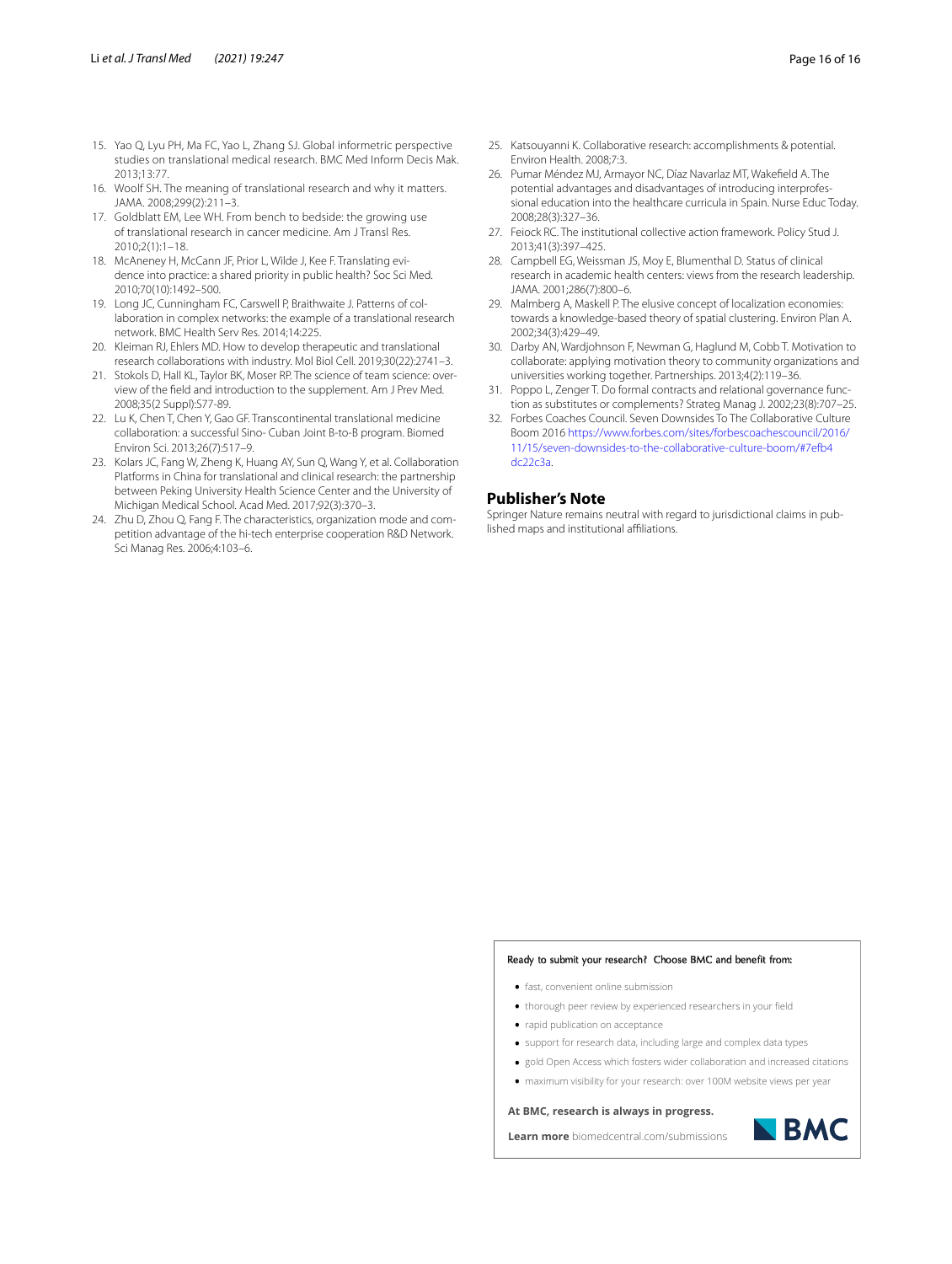15. Yao Q, Lyu PH, Ma FC, Yao L, Zhang SJ. Global informetric perspective studies on translational medical research. BMC Med Inform Decis Mak. 2013;13:77.
16. Woolf SH. The meaning of translational research and why it matters. JAMA. 2008;299(2):211–3.
17. Goldblatt EM, Lee WH. From bench to bedside: the growing use of translational research in cancer medicine. Am J Transl Res. 2010;2(1):1–18.
18. McAneney H, McCann JF, Prior L, Wilde J, Kee F. Translating evidence into practice: a shared priority in public health? Soc Sci Med. 2010;70(10):1492–500.
19. Long JC, Cunningham FC, Carswell P, Braithwaite J. Patterns of collaboration in complex networks: the example of a translational research network. BMC Health Serv Res. 2014;14:225.
20. Kleiman RJ, Ehlers MD. How to develop therapeutic and translational research collaborations with industry. Mol Biol Cell. 2019;30(22):2741–3.
21. Stokols D, Hall KL, Taylor BK, Moser RP. The science of team science: overview of the field and introduction to the supplement. Am J Prev Med. 2008;35(2 Suppl):S77-89.
22. Lu K, Chen T, Chen Y, Gao GF. Transcontinental translational medicine collaboration: a successful Sino- Cuban Joint B-to-B program. Biomed Environ Sci. 2013;26(7):517–9.
23. Kolars JC, Fang W, Zheng K, Huang AY, Sun Q, Wang Y, et al. Collaboration Platforms in China for translational and clinical research: the partnership between Peking University Health Science Center and the University of Michigan Medical School. Acad Med. 2017;92(3):370–3.
24. Zhu D, Zhou Q, Fang F. The characteristics, organization mode and competition advantage of the hi-tech enterprise cooperation R&D Network. Sci Manag Res. 2006;4:103–6.
25. Katsouyanni K. Collaborative research: accomplishments & potential. Environ Health. 2008;7:3.
26. Pumar Méndez MJ, Armayor NC, Díaz Navarlaz MT, Wakefield A. The potential advantages and disadvantages of introducing interprofessional education into the healthcare curricula in Spain. Nurse Educ Today. 2008;28(3):327–36.
27. Feiock RC. The institutional collective action framework. Policy Stud J. 2013;41(3):397–425.
28. Campbell EG, Weissman JS, Moy E, Blumenthal D. Status of clinical research in academic health centers: views from the research leadership. JAMA. 2001;286(7):800–6.
29. Malmberg A, Maskell P. The elusive concept of localization economies: towards a knowledge-based theory of spatial clustering. Environ Plan A. 2002;34(3):429–49.
30. Darby AN, Wardjohnson F, Newman G, Haglund M, Cobb T. Motivation to collaborate: applying motivation theory to community organizations and universities working together. Partnerships. 2013;4(2):119–36.
31. Poppo L, Zenger T. Do formal contracts and relational governance function as substitutes or complements? Strateg Manag J. 2002;23(8):707–25.
32. Forbes Coaches Council. Seven Downsides To The Collaborative Culture Boom 2016 https://www.forbes.com/sites/forbescoachescouncil/2016/11/15/seven-downsides-to-the-collaborative-culture-boom/#7efb4dc22c3a.

## Publisher's Note

Springer Nature remains neutral with regard to jurisdictional claims in published maps and institutional affiliations.

Ready to submit your research? Choose BMC and benefit from:

- fast, convenient online submission
- thorough peer review by experienced researchers in your field
- rapid publication on acceptance
- support for research data, including large and complex data types
- gold Open Access which fosters wider collaboration and increased citations
- maximum visibility for your research: over 100M website views per year

**At BMC, research is always in progress.**

**Learn more** biomedcentral.com/submissions

BMC